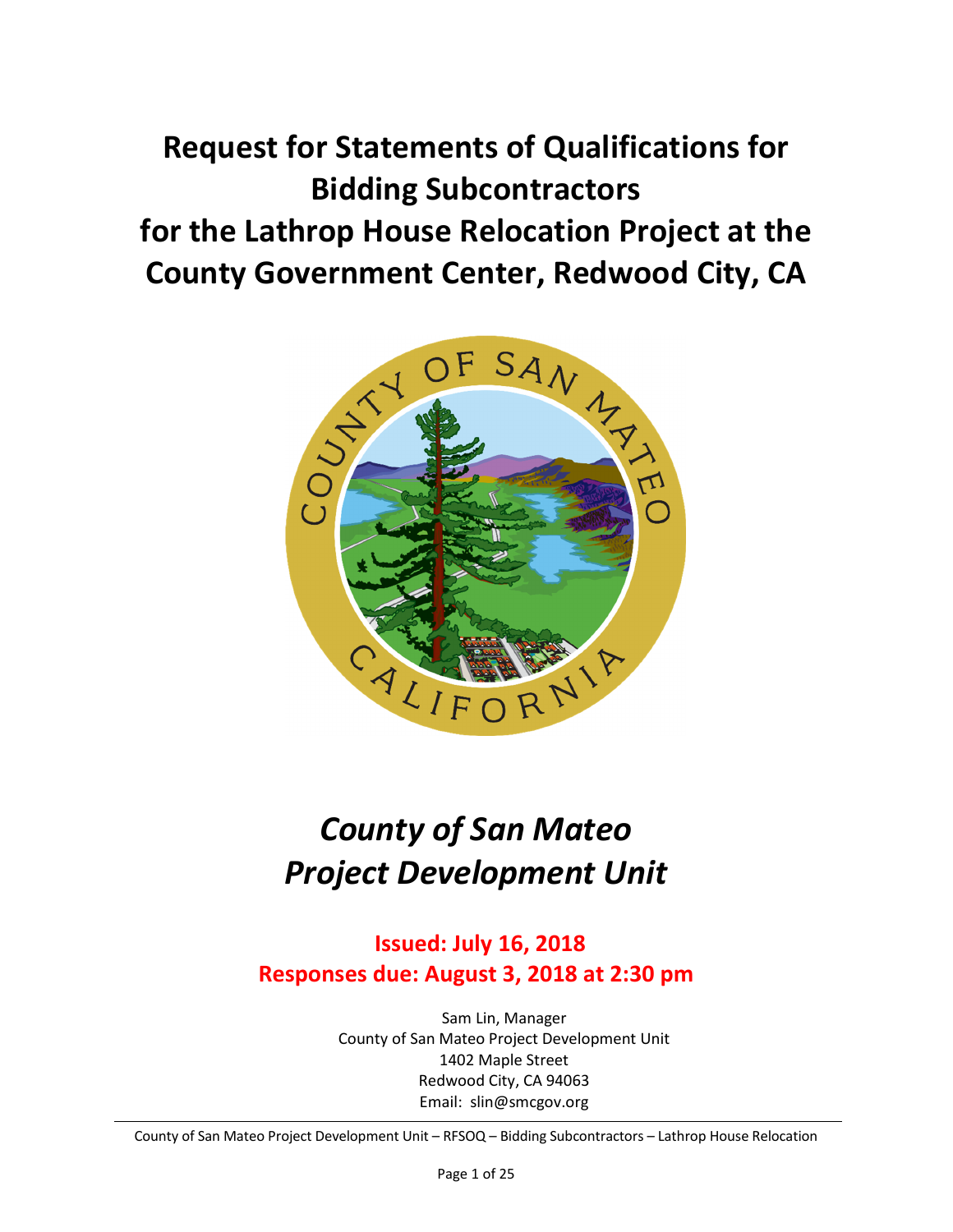# Request for Statements of Qualifications for Bidding Subcontractors for the Lathrop House Relocation Project at the County Government Center, Redwood City, CA

## *County of San Mateo Project Development Unit*

**Issued: July 16, 2018**
**Responses due: August 3, 2018 at 2:30 pm**

Sam Lin, Manager
County of San Mateo Project Development Unit
1402 Maple Street
Redwood City, CA 94063
Email: slin@smcgov.org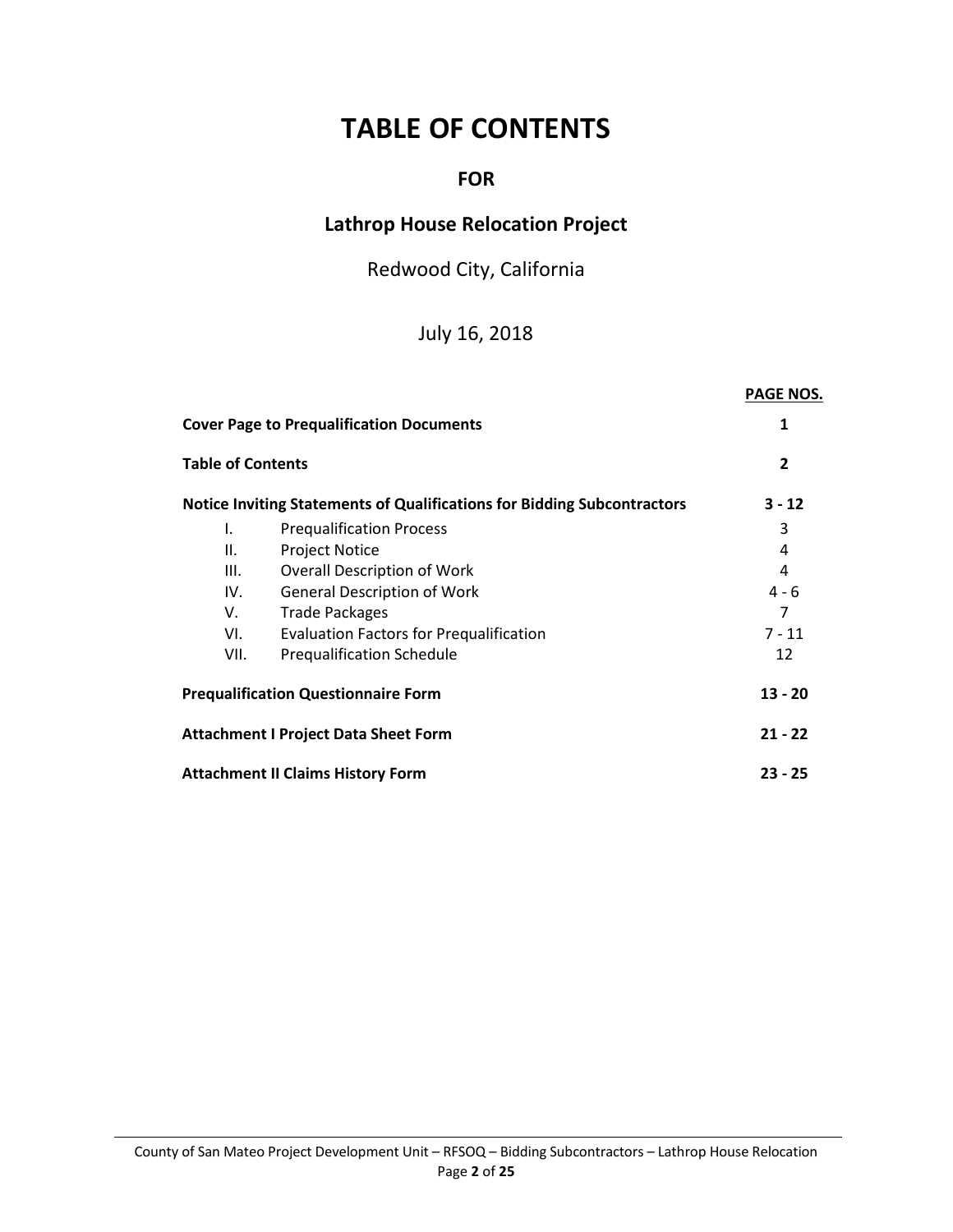# TABLE OF CONTENTS

## FOR

## Lathrop House Relocation Project

Redwood City, California

July 16, 2018

| | | PAGE NOS. |
|---|---|---|
| **Cover Page to Prequalification Documents** | | **1** |
| **Table of Contents** | | **2** |
| **Notice Inviting Statements of Qualifications for Bidding Subcontractors** | | **3 - 12** |
| I. | Prequalification Process | 3 |
| II. | Project Notice | 4 |
| III. | Overall Description of Work | 4 |
| IV. | General Description of Work | 4 - 6 |
| V. | Trade Packages | 7 |
| VI. | Evaluation Factors for Prequalification | 7 - 11 |
| VII. | Prequalification Schedule | 12 |
| **Prequalification Questionnaire Form** | | **13 - 20** |
| **Attachment I Project Data Sheet Form** | | **21 - 22** |
| **Attachment II Claims History Form** | | **23 - 25** |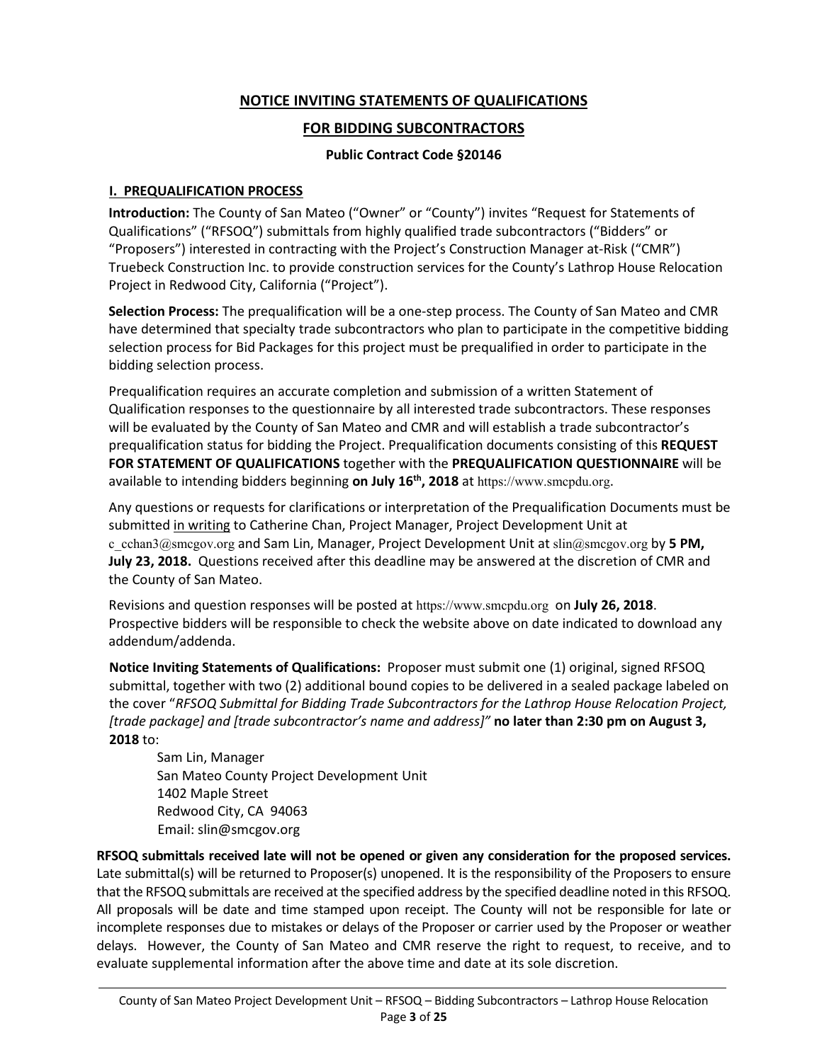# NOTICE INVITING STATEMENTS OF QUALIFICATIONS

## FOR BIDDING SUBCONTRACTORS

**Public Contract Code §20146**

### I. PREQUALIFICATION PROCESS

**Introduction:** The County of San Mateo ("Owner" or "County") invites "Request for Statements of Qualifications" ("RFSOQ") submittals from highly qualified trade subcontractors ("Bidders" or "Proposers") interested in contracting with the Project's Construction Manager at-Risk ("CMR") Truebeck Construction Inc. to provide construction services for the County's Lathrop House Relocation Project in Redwood City, California ("Project").

**Selection Process:** The prequalification will be a one-step process. The County of San Mateo and CMR have determined that specialty trade subcontractors who plan to participate in the competitive bidding selection process for Bid Packages for this project must be prequalified in order to participate in the bidding selection process.

Prequalification requires an accurate completion and submission of a written Statement of Qualification responses to the questionnaire by all interested trade subcontractors. These responses will be evaluated by the County of San Mateo and CMR and will establish a trade subcontractor's prequalification status for bidding the Project. Prequalification documents consisting of this **REQUEST FOR STATEMENT OF QUALIFICATIONS** together with the **PREQUALIFICATION QUESTIONNAIRE** will be available to intending bidders beginning **on July 16th, 2018** at https://www.smcpdu.org.

Any questions or requests for clarifications or interpretation of the Prequalification Documents must be submitted in writing to Catherine Chan, Project Manager, Project Development Unit at c_cchan3@smcgov.org and Sam Lin, Manager, Project Development Unit at slin@smcgov.org by **5 PM, July 23, 2018.** Questions received after this deadline may be answered at the discretion of CMR and the County of San Mateo.

Revisions and question responses will be posted at https://www.smcpdu.org on **July 26, 2018**. Prospective bidders will be responsible to check the website above on date indicated to download any addendum/addenda.

**Notice Inviting Statements of Qualifications:** Proposer must submit one (1) original, signed RFSOQ submittal, together with two (2) additional bound copies to be delivered in a sealed package labeled on the cover "*RFSOQ Submittal for Bidding Trade Subcontractors for the Lathrop House Relocation Project, [trade package] and [trade subcontractor's name and address]"* **no later than 2:30 pm on August 3, 2018** to:

Sam Lin, Manager
San Mateo County Project Development Unit
1402 Maple Street
Redwood City, CA 94063
Email: slin@smcgov.org

**RFSOQ submittals received late will not be opened or given any consideration for the proposed services.** Late submittal(s) will be returned to Proposer(s) unopened. It is the responsibility of the Proposers to ensure that the RFSOQ submittals are received at the specified address by the specified deadline noted in this RFSOQ. All proposals will be date and time stamped upon receipt. The County will not be responsible for late or incomplete responses due to mistakes or delays of the Proposer or carrier used by the Proposer or weather delays. However, the County of San Mateo and CMR reserve the right to request, to receive, and to evaluate supplemental information after the above time and date at its sole discretion.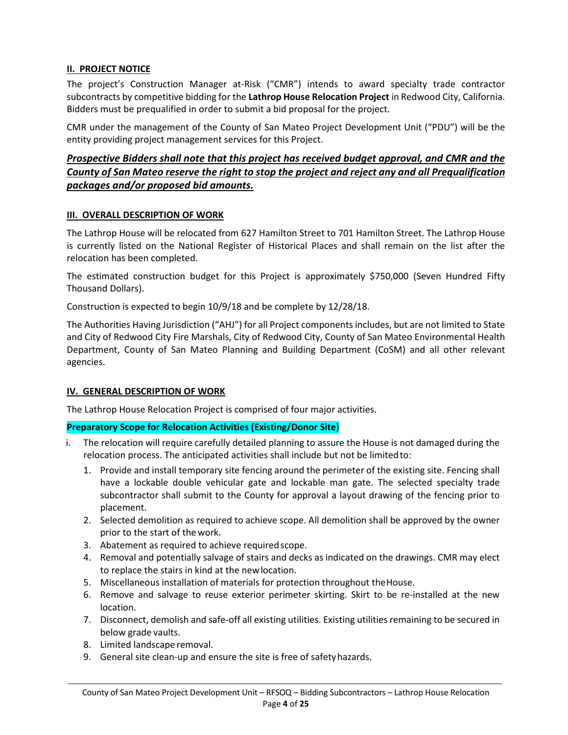## II. PROJECT NOTICE

The project's Construction Manager at-Risk ("CMR") intends to award specialty trade contractor subcontracts by competitive bidding for the **Lathrop House Relocation Project** in Redwood City, California. Bidders must be prequalified in order to submit a bid proposal for the project.

CMR under the management of the County of San Mateo Project Development Unit ("PDU") will be the entity providing project management services for this Project.

***Prospective Bidders shall note that this project has received budget approval, and CMR and the County of San Mateo reserve the right to stop the project and reject any and all Prequalification packages and/or proposed bid amounts.***

## III. OVERALL DESCRIPTION OF WORK

The Lathrop House will be relocated from 627 Hamilton Street to 701 Hamilton Street. The Lathrop House is currently listed on the National Register of Historical Places and shall remain on the list after the relocation has been completed.

The estimated construction budget for this Project is approximately $750,000 (Seven Hundred Fifty Thousand Dollars).

Construction is expected to begin 10/9/18 and be complete by 12/28/18.

The Authorities Having Jurisdiction ("AHJ") for all Project components includes, but are not limited to State and City of Redwood City Fire Marshals, City of Redwood City, County of San Mateo Environmental Health Department, County of San Mateo Planning and Building Department (CoSM) and all other relevant agencies.

## IV. GENERAL DESCRIPTION OF WORK

The Lathrop House Relocation Project is comprised of four major activities.

**Preparatory Scope for Relocation Activities (Existing/Donor Site)**

i. The relocation will require carefully detailed planning to assure the House is not damaged during the relocation process. The anticipated activities shall include but not be limited to:

   1. Provide and install temporary site fencing around the perimeter of the existing site. Fencing shall have a lockable double vehicular gate and lockable man gate. The selected specialty trade subcontractor shall submit to the County for approval a layout drawing of the fencing prior to placement.
   2. Selected demolition as required to achieve scope. All demolition shall be approved by the owner prior to the start of the work.
   3. Abatement as required to achieve required scope.
   4. Removal and potentially salvage of stairs and decks as indicated on the drawings. CMR may elect to replace the stairs in kind at the new location.
   5. Miscellaneous installation of materials for protection throughout the House.
   6. Remove and salvage to reuse exterior perimeter skirting. Skirt to be re-installed at the new location.
   7. Disconnect, demolish and safe-off all existing utilities. Existing utilities remaining to be secured in below grade vaults.
   8. Limited landscape removal.
   9. General site clean-up and ensure the site is free of safety hazards.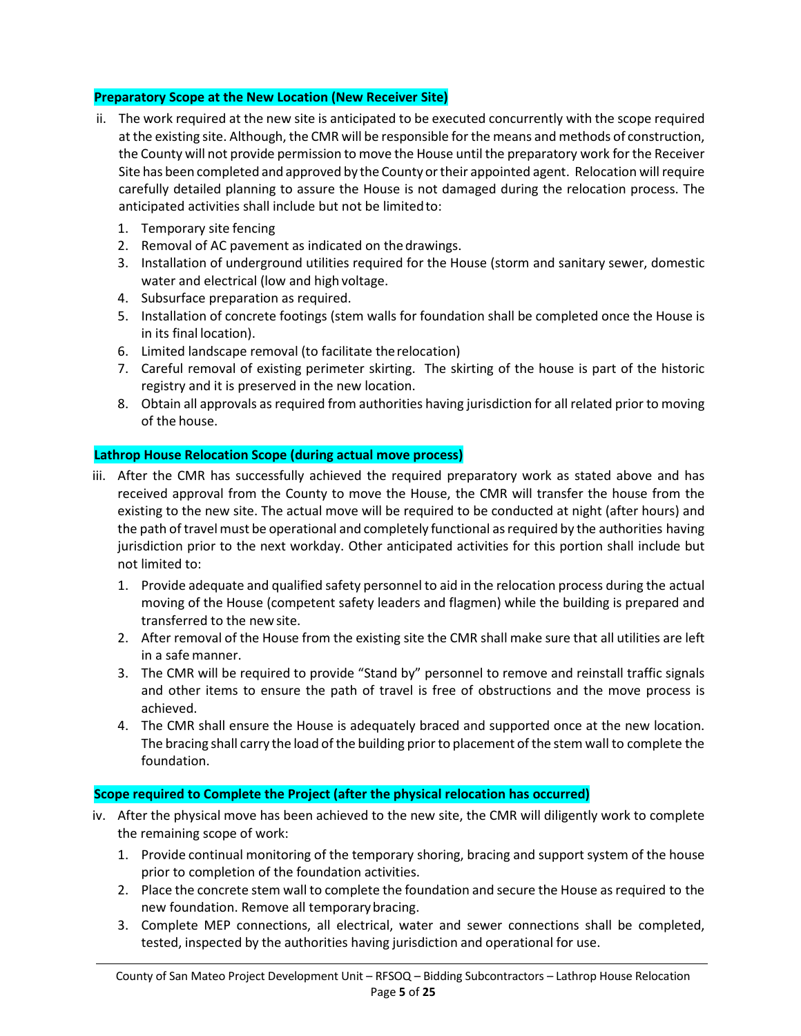**Preparatory Scope at the New Location (New Receiver Site)**

ii. The work required at the new site is anticipated to be executed concurrently with the scope required at the existing site. Although, the CMR will be responsible for the means and methods of construction, the County will not provide permission to move the House until the preparatory work for the Receiver Site has been completed and approved by the County or their appointed agent. Relocation will require carefully detailed planning to assure the House is not damaged during the relocation process. The anticipated activities shall include but not be limited to:

   1. Temporary site fencing
   2. Removal of AC pavement as indicated on the drawings.
   3. Installation of underground utilities required for the House (storm and sanitary sewer, domestic water and electrical (low and high voltage.
   4. Subsurface preparation as required.
   5. Installation of concrete footings (stem walls for foundation shall be completed once the House is in its final location).
   6. Limited landscape removal (to facilitate the relocation)
   7. Careful removal of existing perimeter skirting. The skirting of the house is part of the historic registry and it is preserved in the new location.
   8. Obtain all approvals as required from authorities having jurisdiction for all related prior to moving of the house.

**Lathrop House Relocation Scope (during actual move process)**

iii. After the CMR has successfully achieved the required preparatory work as stated above and has received approval from the County to move the House, the CMR will transfer the house from the existing to the new site. The actual move will be required to be conducted at night (after hours) and the path of travel must be operational and completely functional as required by the authorities having jurisdiction prior to the next workday. Other anticipated activities for this portion shall include but not limited to:

   1. Provide adequate and qualified safety personnel to aid in the relocation process during the actual moving of the House (competent safety leaders and flagmen) while the building is prepared and transferred to the new site.
   2. After removal of the House from the existing site the CMR shall make sure that all utilities are left in a safe manner.
   3. The CMR will be required to provide "Stand by" personnel to remove and reinstall traffic signals and other items to ensure the path of travel is free of obstructions and the move process is achieved.
   4. The CMR shall ensure the House is adequately braced and supported once at the new location. The bracing shall carry the load of the building prior to placement of the stem wall to complete the foundation.

**Scope required to Complete the Project (after the physical relocation has occurred)**

iv. After the physical move has been achieved to the new site, the CMR will diligently work to complete the remaining scope of work:

   1. Provide continual monitoring of the temporary shoring, bracing and support system of the house prior to completion of the foundation activities.
   2. Place the concrete stem wall to complete the foundation and secure the House as required to the new foundation. Remove all temporary bracing.
   3. Complete MEP connections, all electrical, water and sewer connections shall be completed, tested, inspected by the authorities having jurisdiction and operational for use.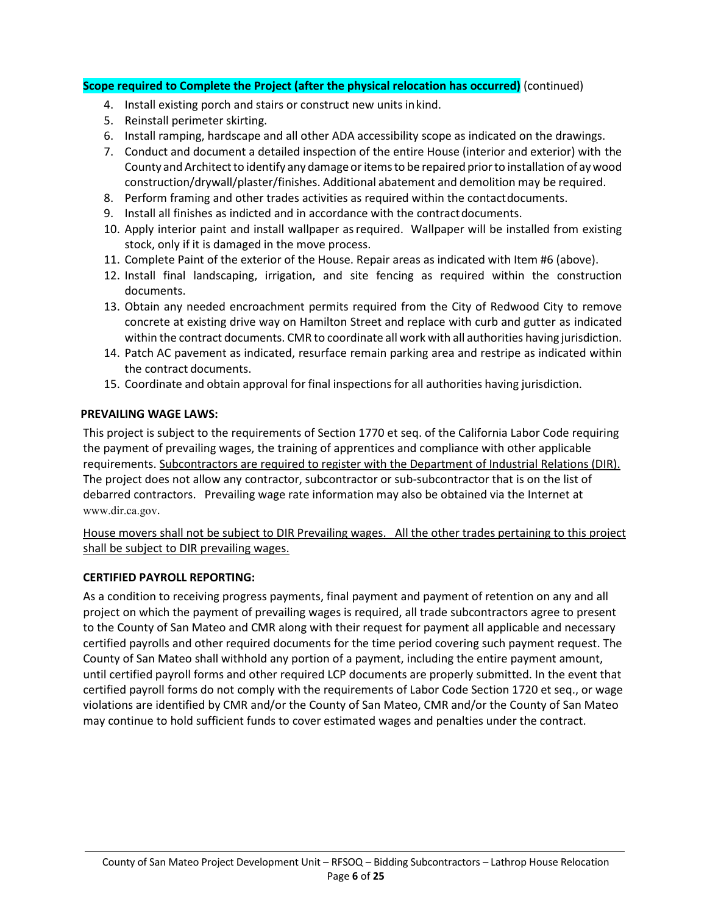**Scope required to Complete the Project (after the physical relocation has occurred)** (continued)

4. Install existing porch and stairs or construct new units in kind.
5. Reinstall perimeter skirting.
6. Install ramping, hardscape and all other ADA accessibility scope as indicated on the drawings.
7. Conduct and document a detailed inspection of the entire House (interior and exterior) with the County and Architect to identify any damage or items to be repaired prior to installation of ay wood construction/drywall/plaster/finishes. Additional abatement and demolition may be required.
8. Perform framing and other trades activities as required within the contact documents.
9. Install all finishes as indicted and in accordance with the contract documents.
10. Apply interior paint and install wallpaper as required. Wallpaper will be installed from existing stock, only if it is damaged in the move process.
11. Complete Paint of the exterior of the House. Repair areas as indicated with Item #6 (above).
12. Install final landscaping, irrigation, and site fencing as required within the construction documents.
13. Obtain any needed encroachment permits required from the City of Redwood City to remove concrete at existing drive way on Hamilton Street and replace with curb and gutter as indicated within the contract documents. CMR to coordinate all work with all authorities having jurisdiction.
14. Patch AC pavement as indicated, resurface remain parking area and restripe as indicated within the contract documents.
15. Coordinate and obtain approval for final inspections for all authorities having jurisdiction.

**PREVAILING WAGE LAWS:**

This project is subject to the requirements of Section 1770 et seq. of the California Labor Code requiring the payment of prevailing wages, the training of apprentices and compliance with other applicable requirements. Subcontractors are required to register with the Department of Industrial Relations (DIR). The project does not allow any contractor, subcontractor or sub-subcontractor that is on the list of debarred contractors. Prevailing wage rate information may also be obtained via the Internet at www.dir.ca.gov.

House movers shall not be subject to DIR Prevailing wages. All the other trades pertaining to this project shall be subject to DIR prevailing wages.

**CERTIFIED PAYROLL REPORTING:**

As a condition to receiving progress payments, final payment and payment of retention on any and all project on which the payment of prevailing wages is required, all trade subcontractors agree to present to the County of San Mateo and CMR along with their request for payment all applicable and necessary certified payrolls and other required documents for the time period covering such payment request. The County of San Mateo shall withhold any portion of a payment, including the entire payment amount, until certified payroll forms and other required LCP documents are properly submitted. In the event that certified payroll forms do not comply with the requirements of Labor Code Section 1720 et seq., or wage violations are identified by CMR and/or the County of San Mateo, CMR and/or the County of San Mateo may continue to hold sufficient funds to cover estimated wages and penalties under the contract.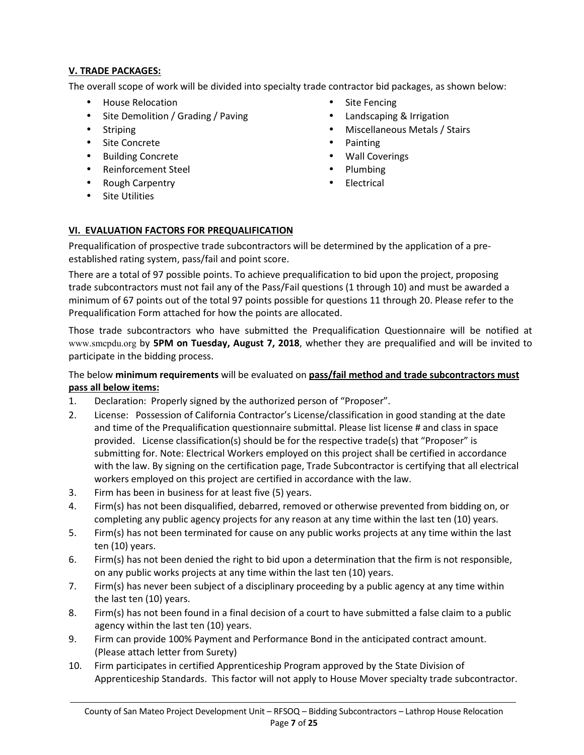## V. TRADE PACKAGES:

The overall scope of work will be divided into specialty trade contractor bid packages, as shown below:

- House Relocation
- Site Demolition / Grading / Paving
- Striping
- Site Concrete
- Building Concrete
- Reinforcement Steel
- Rough Carpentry
- Site Utilities
- Site Fencing
- Landscaping & Irrigation
- Miscellaneous Metals / Stairs
- Painting
- Wall Coverings
- Plumbing
- Electrical

## VI. EVALUATION FACTORS FOR PREQUALIFICATION

Prequalification of prospective trade subcontractors will be determined by the application of a pre-established rating system, pass/fail and point score.

There are a total of 97 possible points. To achieve prequalification to bid upon the project, proposing trade subcontractors must not fail any of the Pass/Fail questions (1 through 10) and must be awarded a minimum of 67 points out of the total 97 points possible for questions 11 through 20. Please refer to the Prequalification Form attached for how the points are allocated.

Those trade subcontractors who have submitted the Prequalification Questionnaire will be notified at www.smcpdu.org by **5PM on Tuesday, August 7, 2018**, whether they are prequalified and will be invited to participate in the bidding process.

The below **minimum requirements** will be evaluated on **pass/fail method and trade subcontractors must pass all below items:**

1. Declaration: Properly signed by the authorized person of "Proposer".
2. License: Possession of California Contractor's License/classification in good standing at the date and time of the Prequalification questionnaire submittal. Please list license # and class in space provided. License classification(s) should be for the respective trade(s) that "Proposer" is submitting for. Note: Electrical Workers employed on this project shall be certified in accordance with the law. By signing on the certification page, Trade Subcontractor is certifying that all electrical workers employed on this project are certified in accordance with the law.
3. Firm has been in business for at least five (5) years.
4. Firm(s) has not been disqualified, debarred, removed or otherwise prevented from bidding on, or completing any public agency projects for any reason at any time within the last ten (10) years.
5. Firm(s) has not been terminated for cause on any public works projects at any time within the last ten (10) years.
6. Firm(s) has not been denied the right to bid upon a determination that the firm is not responsible, on any public works projects at any time within the last ten (10) years.
7. Firm(s) has never been subject of a disciplinary proceeding by a public agency at any time within the last ten (10) years.
8. Firm(s) has not been found in a final decision of a court to have submitted a false claim to a public agency within the last ten (10) years.
9. Firm can provide 100% Payment and Performance Bond in the anticipated contract amount. (Please attach letter from Surety)
10. Firm participates in certified Apprenticeship Program approved by the State Division of Apprenticeship Standards. This factor will not apply to House Mover specialty trade subcontractor.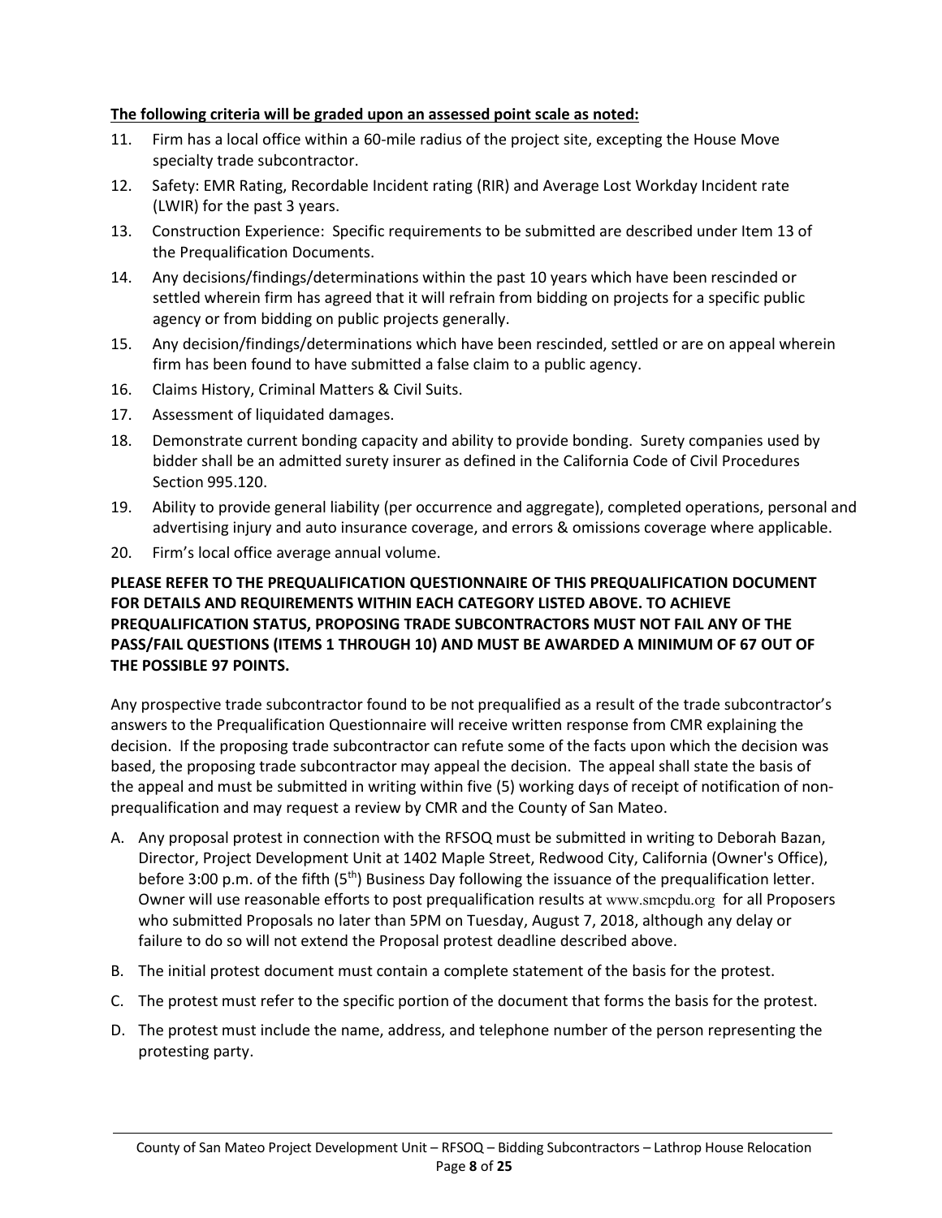**The following criteria will be graded upon an assessed point scale as noted:**

11. Firm has a local office within a 60-mile radius of the project site, excepting the House Move specialty trade subcontractor.
12. Safety: EMR Rating, Recordable Incident rating (RIR) and Average Lost Workday Incident rate (LWIR) for the past 3 years.
13. Construction Experience: Specific requirements to be submitted are described under Item 13 of the Prequalification Documents.
14. Any decisions/findings/determinations within the past 10 years which have been rescinded or settled wherein firm has agreed that it will refrain from bidding on projects for a specific public agency or from bidding on public projects generally.
15. Any decision/findings/determinations which have been rescinded, settled or are on appeal wherein firm has been found to have submitted a false claim to a public agency.
16. Claims History, Criminal Matters & Civil Suits.
17. Assessment of liquidated damages.
18. Demonstrate current bonding capacity and ability to provide bonding. Surety companies used by bidder shall be an admitted surety insurer as defined in the California Code of Civil Procedures Section 995.120.
19. Ability to provide general liability (per occurrence and aggregate), completed operations, personal and advertising injury and auto insurance coverage, and errors & omissions coverage where applicable.
20. Firm's local office average annual volume.

**PLEASE REFER TO THE PREQUALIFICATION QUESTIONNAIRE OF THIS PREQUALIFICATION DOCUMENT FOR DETAILS AND REQUIREMENTS WITHIN EACH CATEGORY LISTED ABOVE. TO ACHIEVE PREQUALIFICATION STATUS, PROPOSING TRADE SUBCONTRACTORS MUST NOT FAIL ANY OF THE PASS/FAIL QUESTIONS (ITEMS 1 THROUGH 10) AND MUST BE AWARDED A MINIMUM OF 67 OUT OF THE POSSIBLE 97 POINTS.**

Any prospective trade subcontractor found to be not prequalified as a result of the trade subcontractor's answers to the Prequalification Questionnaire will receive written response from CMR explaining the decision. If the proposing trade subcontractor can refute some of the facts upon which the decision was based, the proposing trade subcontractor may appeal the decision. The appeal shall state the basis of the appeal and must be submitted in writing within five (5) working days of receipt of notification of non-prequalification and may request a review by CMR and the County of San Mateo.

A. Any proposal protest in connection with the RFSOQ must be submitted in writing to Deborah Bazan, Director, Project Development Unit at 1402 Maple Street, Redwood City, California (Owner's Office), before 3:00 p.m. of the fifth (5th) Business Day following the issuance of the prequalification letter. Owner will use reasonable efforts to post prequalification results at www.smcpdu.org for all Proposers who submitted Proposals no later than 5PM on Tuesday, August 7, 2018, although any delay or failure to do so will not extend the Proposal protest deadline described above.
B. The initial protest document must contain a complete statement of the basis for the protest.
C. The protest must refer to the specific portion of the document that forms the basis for the protest.
D. The protest must include the name, address, and telephone number of the person representing the protesting party.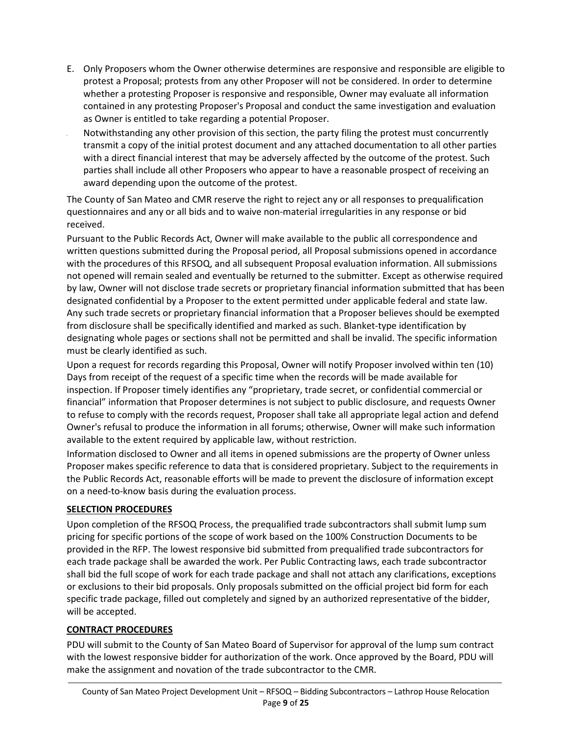E. Only Proposers whom the Owner otherwise determines are responsive and responsible are eligible to protest a Proposal; protests from any other Proposer will not be considered. In order to determine whether a protesting Proposer is responsive and responsible, Owner may evaluate all information contained in any protesting Proposer's Proposal and conduct the same investigation and evaluation as Owner is entitled to take regarding a potential Proposer.

F. Notwithstanding any other provision of this section, the party filing the protest must concurrently transmit a copy of the initial protest document and any attached documentation to all other parties with a direct financial interest that may be adversely affected by the outcome of the protest. Such parties shall include all other Proposers who appear to have a reasonable prospect of receiving an award depending upon the outcome of the protest.

The County of San Mateo and CMR reserve the right to reject any or all responses to prequalification questionnaires and any or all bids and to waive non-material irregularities in any response or bid received.

Pursuant to the Public Records Act, Owner will make available to the public all correspondence and written questions submitted during the Proposal period, all Proposal submissions opened in accordance with the procedures of this RFSOQ, and all subsequent Proposal evaluation information. All submissions not opened will remain sealed and eventually be returned to the submitter. Except as otherwise required by law, Owner will not disclose trade secrets or proprietary financial information submitted that has been designated confidential by a Proposer to the extent permitted under applicable federal and state law. Any such trade secrets or proprietary financial information that a Proposer believes should be exempted from disclosure shall be specifically identified and marked as such. Blanket-type identification by designating whole pages or sections shall not be permitted and shall be invalid. The specific information must be clearly identified as such.

Upon a request for records regarding this Proposal, Owner will notify Proposer involved within ten (10) Days from receipt of the request of a specific time when the records will be made available for inspection. If Proposer timely identifies any "proprietary, trade secret, or confidential commercial or financial" information that Proposer determines is not subject to public disclosure, and requests Owner to refuse to comply with the records request, Proposer shall take all appropriate legal action and defend Owner's refusal to produce the information in all forums; otherwise, Owner will make such information available to the extent required by applicable law, without restriction.

Information disclosed to Owner and all items in opened submissions are the property of Owner unless Proposer makes specific reference to data that is considered proprietary. Subject to the requirements in the Public Records Act, reasonable efforts will be made to prevent the disclosure of information except on a need-to-know basis during the evaluation process.

**SELECTION PROCEDURES**

Upon completion of the RFSOQ Process, the prequalified trade subcontractors shall submit lump sum pricing for specific portions of the scope of work based on the 100% Construction Documents to be provided in the RFP. The lowest responsive bid submitted from prequalified trade subcontractors for each trade package shall be awarded the work. Per Public Contracting laws, each trade subcontractor shall bid the full scope of work for each trade package and shall not attach any clarifications, exceptions or exclusions to their bid proposals. Only proposals submitted on the official project bid form for each specific trade package, filled out completely and signed by an authorized representative of the bidder, will be accepted.

**CONTRACT PROCEDURES**

PDU will submit to the County of San Mateo Board of Supervisor for approval of the lump sum contract with the lowest responsive bidder for authorization of the work. Once approved by the Board, PDU will make the assignment and novation of the trade subcontractor to the CMR.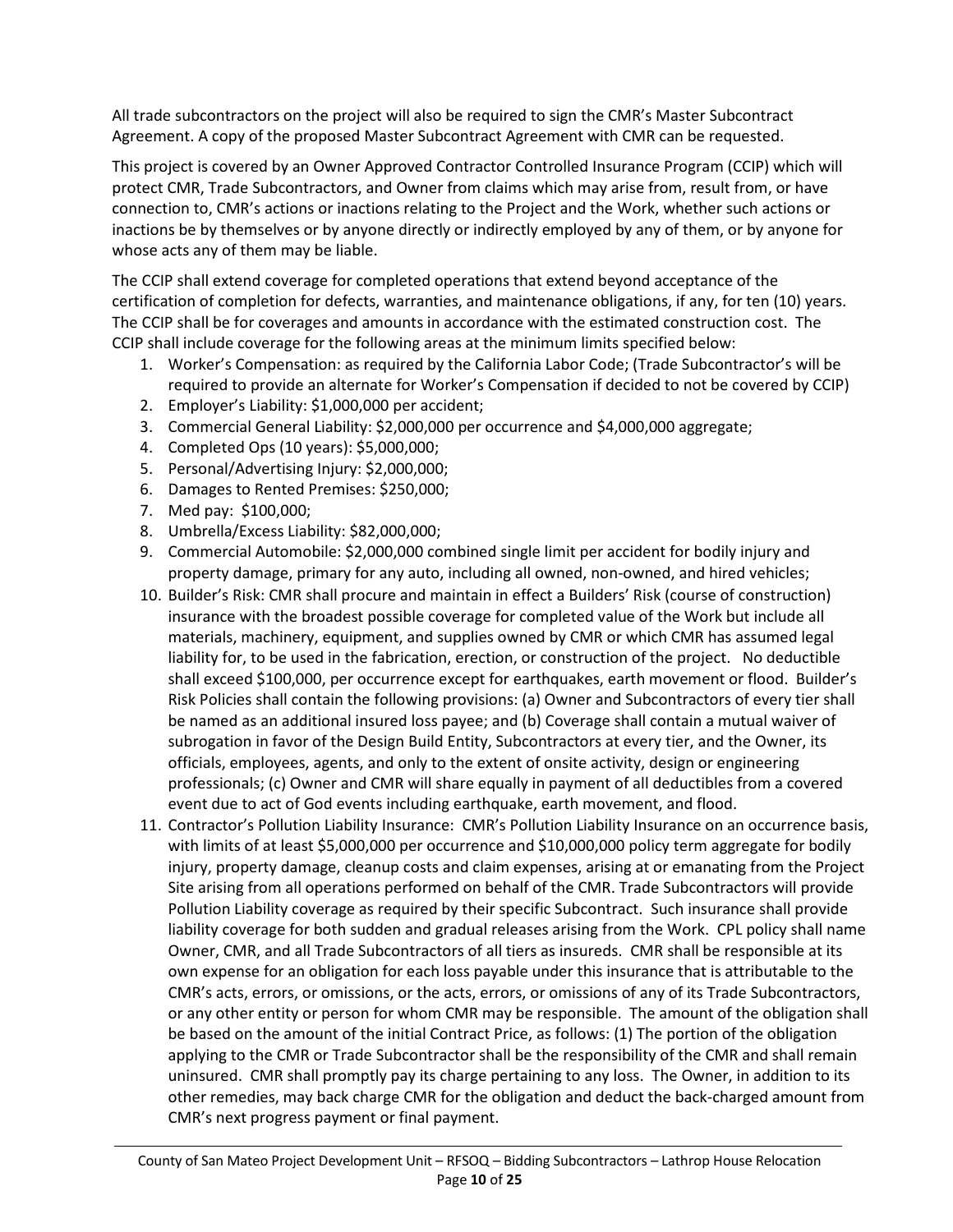All trade subcontractors on the project will also be required to sign the CMR's Master Subcontract Agreement. A copy of the proposed Master Subcontract Agreement with CMR can be requested.

This project is covered by an Owner Approved Contractor Controlled Insurance Program (CCIP) which will protect CMR, Trade Subcontractors, and Owner from claims which may arise from, result from, or have connection to, CMR's actions or inactions relating to the Project and the Work, whether such actions or inactions be by themselves or by anyone directly or indirectly employed by any of them, or by anyone for whose acts any of them may be liable.

The CCIP shall extend coverage for completed operations that extend beyond acceptance of the certification of completion for defects, warranties, and maintenance obligations, if any, for ten (10) years. The CCIP shall be for coverages and amounts in accordance with the estimated construction cost. The CCIP shall include coverage for the following areas at the minimum limits specified below:

1. Worker's Compensation: as required by the California Labor Code; (Trade Subcontractor's will be required to provide an alternate for Worker's Compensation if decided to not be covered by CCIP)
2. Employer's Liability: $1,000,000 per accident;
3. Commercial General Liability: $2,000,000 per occurrence and $4,000,000 aggregate;
4. Completed Ops (10 years): $5,000,000;
5. Personal/Advertising Injury: $2,000,000;
6. Damages to Rented Premises: $250,000;
7. Med pay: $100,000;
8. Umbrella/Excess Liability: $82,000,000;
9. Commercial Automobile: $2,000,000 combined single limit per accident for bodily injury and property damage, primary for any auto, including all owned, non-owned, and hired vehicles;
10. Builder's Risk: CMR shall procure and maintain in effect a Builders' Risk (course of construction) insurance with the broadest possible coverage for completed value of the Work but include all materials, machinery, equipment, and supplies owned by CMR or which CMR has assumed legal liability for, to be used in the fabrication, erection, or construction of the project. No deductible shall exceed $100,000, per occurrence except for earthquakes, earth movement or flood. Builder's Risk Policies shall contain the following provisions: (a) Owner and Subcontractors of every tier shall be named as an additional insured loss payee; and (b) Coverage shall contain a mutual waiver of subrogation in favor of the Design Build Entity, Subcontractors at every tier, and the Owner, its officials, employees, agents, and only to the extent of onsite activity, design or engineering professionals; (c) Owner and CMR will share equally in payment of all deductibles from a covered event due to act of God events including earthquake, earth movement, and flood.
11. Contractor's Pollution Liability Insurance: CMR's Pollution Liability Insurance on an occurrence basis, with limits of at least $5,000,000 per occurrence and $10,000,000 policy term aggregate for bodily injury, property damage, cleanup costs and claim expenses, arising at or emanating from the Project Site arising from all operations performed on behalf of the CMR. Trade Subcontractors will provide Pollution Liability coverage as required by their specific Subcontract. Such insurance shall provide liability coverage for both sudden and gradual releases arising from the Work. CPL policy shall name Owner, CMR, and all Trade Subcontractors of all tiers as insureds. CMR shall be responsible at its own expense for an obligation for each loss payable under this insurance that is attributable to the CMR's acts, errors, or omissions, or the acts, errors, or omissions of any of its Trade Subcontractors, or any other entity or person for whom CMR may be responsible. The amount of the obligation shall be based on the amount of the initial Contract Price, as follows: (1) The portion of the obligation applying to the CMR or Trade Subcontractor shall be the responsibility of the CMR and shall remain uninsured. CMR shall promptly pay its charge pertaining to any loss. The Owner, in addition to its other remedies, may back charge CMR for the obligation and deduct the back-charged amount from CMR's next progress payment or final payment.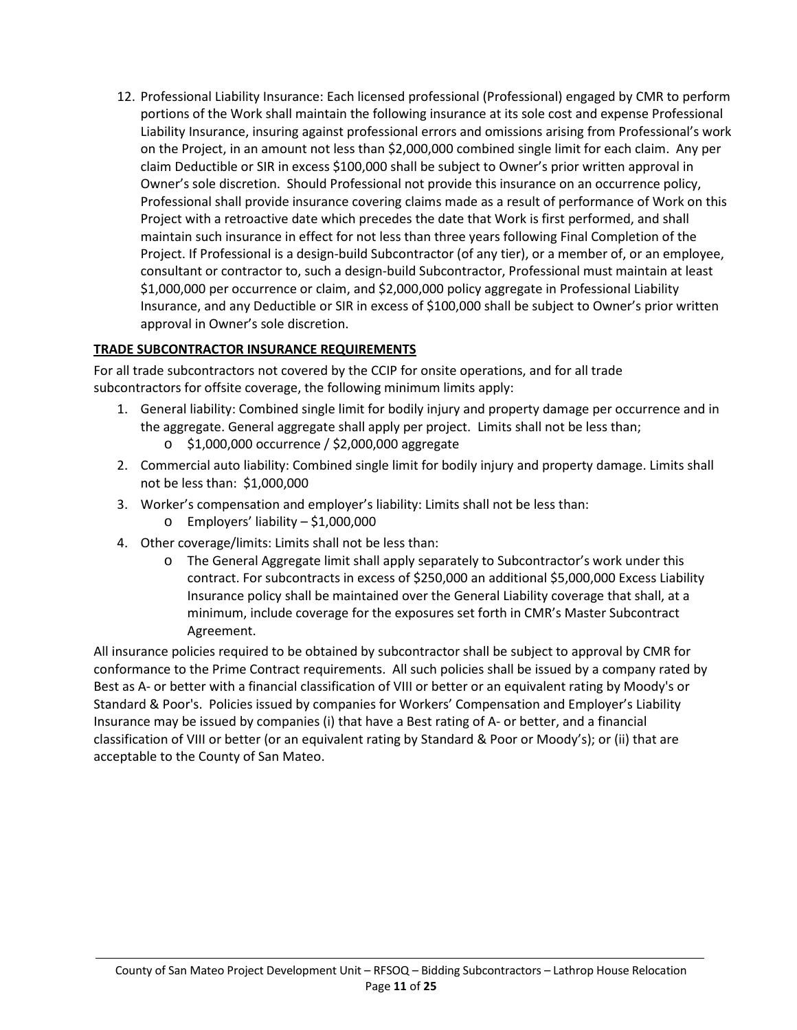12. Professional Liability Insurance: Each licensed professional (Professional) engaged by CMR to perform portions of the Work shall maintain the following insurance at its sole cost and expense Professional Liability Insurance, insuring against professional errors and omissions arising from Professional's work on the Project, in an amount not less than $2,000,000 combined single limit for each claim. Any per claim Deductible or SIR in excess $100,000 shall be subject to Owner's prior written approval in Owner's sole discretion. Should Professional not provide this insurance on an occurrence policy, Professional shall provide insurance covering claims made as a result of performance of Work on this Project with a retroactive date which precedes the date that Work is first performed, and shall maintain such insurance in effect for not less than three years following Final Completion of the Project. If Professional is a design-build Subcontractor (of any tier), or a member of, or an employee, consultant or contractor to, such a design-build Subcontractor, Professional must maintain at least $1,000,000 per occurrence or claim, and $2,000,000 policy aggregate in Professional Liability Insurance, and any Deductible or SIR in excess of $100,000 shall be subject to Owner's prior written approval in Owner's sole discretion.

**TRADE SUBCONTRACTOR INSURANCE REQUIREMENTS**

For all trade subcontractors not covered by the CCIP for onsite operations, and for all trade subcontractors for offsite coverage, the following minimum limits apply:

1. General liability: Combined single limit for bodily injury and property damage per occurrence and in the aggregate. General aggregate shall apply per project. Limits shall not be less than;
   - $1,000,000 occurrence / $2,000,000 aggregate
2. Commercial auto liability: Combined single limit for bodily injury and property damage. Limits shall not be less than: $1,000,000
3. Worker's compensation and employer's liability: Limits shall not be less than:
   - Employers' liability – $1,000,000
4. Other coverage/limits: Limits shall not be less than:
   - The General Aggregate limit shall apply separately to Subcontractor's work under this contract. For subcontracts in excess of $250,000 an additional $5,000,000 Excess Liability Insurance policy shall be maintained over the General Liability coverage that shall, at a minimum, include coverage for the exposures set forth in CMR's Master Subcontract Agreement.

All insurance policies required to be obtained by subcontractor shall be subject to approval by CMR for conformance to the Prime Contract requirements. All such policies shall be issued by a company rated by Best as A- or better with a financial classification of VIII or better or an equivalent rating by Moody's or Standard & Poor's. Policies issued by companies for Workers' Compensation and Employer's Liability Insurance may be issued by companies (i) that have a Best rating of A- or better, and a financial classification of VIII or better (or an equivalent rating by Standard & Poor or Moody's); or (ii) that are acceptable to the County of San Mateo.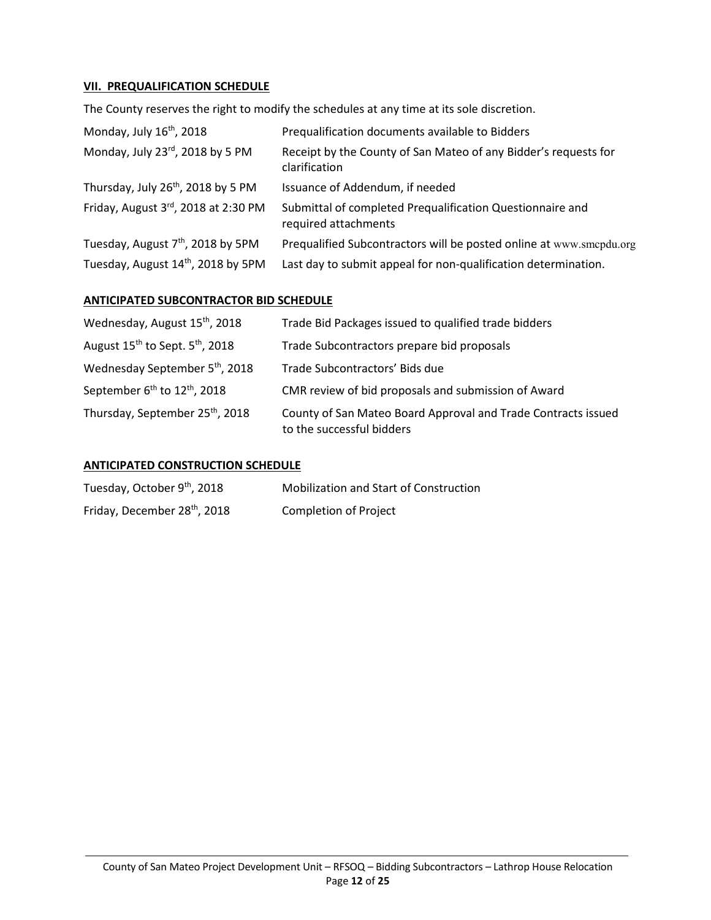### **VII. PREQUALIFICATION SCHEDULE**

The County reserves the right to modify the schedules at any time at its sole discretion.

| | |
|---|---|
| Monday, July 16th, 2018 | Prequalification documents available to Bidders |
| Monday, July 23rd, 2018 by 5 PM | Receipt by the County of San Mateo of any Bidder's requests for clarification |
| Thursday, July 26th, 2018 by 5 PM | Issuance of Addendum, if needed |
| Friday, August 3rd, 2018 at 2:30 PM | Submittal of completed Prequalification Questionnaire and required attachments |
| Tuesday, August 7th, 2018 by 5PM | Prequalified Subcontractors will be posted online at www.smcpdu.org |
| Tuesday, August 14th, 2018 by 5PM | Last day to submit appeal for non-qualification determination. |

### **ANTICIPATED SUBCONTRACTOR BID SCHEDULE**

| | |
|---|---|
| Wednesday, August 15th, 2018 | Trade Bid Packages issued to qualified trade bidders |
| August 15th to Sept. 5th, 2018 | Trade Subcontractors prepare bid proposals |
| Wednesday September 5th, 2018 | Trade Subcontractors' Bids due |
| September 6th to 12th, 2018 | CMR review of bid proposals and submission of Award |
| Thursday, September 25th, 2018 | County of San Mateo Board Approval and Trade Contracts issued to the successful bidders |

### **ANTICIPATED CONSTRUCTION SCHEDULE**

| | |
|---|---|
| Tuesday, October 9th, 2018 | Mobilization and Start of Construction |
| Friday, December 28th, 2018 | Completion of Project |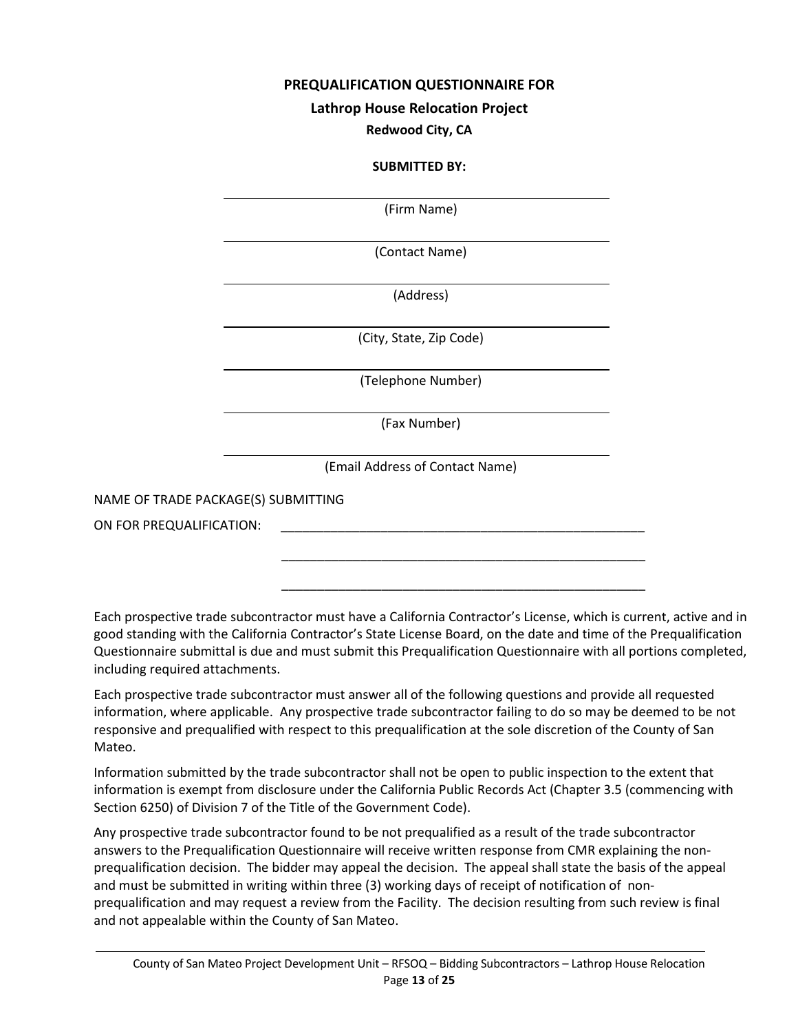**PREQUALIFICATION QUESTIONNAIRE FOR**

**Lathrop House Relocation Project**

**Redwood City, CA**

**SUBMITTED BY:**

______________________________________________
(Firm Name)

______________________________________________
(Contact Name)

______________________________________________
(Address)

______________________________________________
(City, State, Zip Code)

______________________________________________
(Telephone Number)

______________________________________________
(Fax Number)

______________________________________________
(Email Address of Contact Name)

NAME OF TRADE PACKAGE(S) SUBMITTING

ON FOR PREQUALIFICATION: _____________________________________________________

_____________________________________________________

_____________________________________________________

Each prospective trade subcontractor must have a California Contractor's License, which is current, active and in good standing with the California Contractor's State License Board, on the date and time of the Prequalification Questionnaire submittal is due and must submit this Prequalification Questionnaire with all portions completed, including required attachments.

Each prospective trade subcontractor must answer all of the following questions and provide all requested information, where applicable. Any prospective trade subcontractor failing to do so may be deemed to be not responsive and prequalified with respect to this prequalification at the sole discretion of the County of San Mateo.

Information submitted by the trade subcontractor shall not be open to public inspection to the extent that information is exempt from disclosure under the California Public Records Act (Chapter 3.5 (commencing with Section 6250) of Division 7 of the Title of the Government Code).

Any prospective trade subcontractor found to be not prequalified as a result of the trade subcontractor answers to the Prequalification Questionnaire will receive written response from CMR explaining the non-prequalification decision. The bidder may appeal the decision. The appeal shall state the basis of the appeal and must be submitted in writing within three (3) working days of receipt of notification of non-prequalification and may request a review from the Facility. The decision resulting from such review is final and not appealable within the County of San Mateo.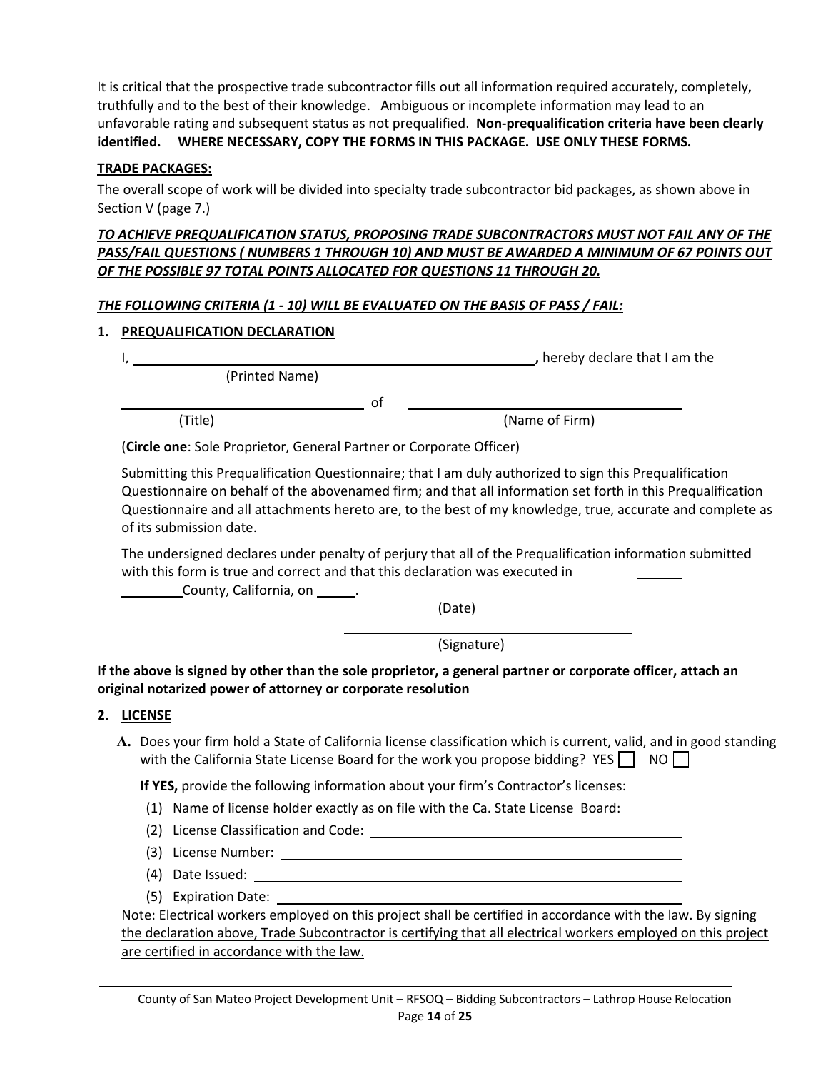It is critical that the prospective trade subcontractor fills out all information required accurately, completely, truthfully and to the best of their knowledge. Ambiguous or incomplete information may lead to an unfavorable rating and subsequent status as not prequalified. **Non-prequalification criteria have been clearly identified. WHERE NECESSARY, COPY THE FORMS IN THIS PACKAGE. USE ONLY THESE FORMS.**

**TRADE PACKAGES:**

The overall scope of work will be divided into specialty trade subcontractor bid packages, as shown above in Section V (page 7.)

***TO ACHIEVE PREQUALIFICATION STATUS, PROPOSING TRADE SUBCONTRACTORS MUST NOT FAIL ANY OF THE PASS/FAIL QUESTIONS ( NUMBERS 1 THROUGH 10) AND MUST BE AWARDED A MINIMUM OF 67 POINTS OUT OF THE POSSIBLE 97 TOTAL POINTS ALLOCATED FOR QUESTIONS 11 THROUGH 20.***

***THE FOLLOWING CRITERIA (1 - 10) WILL BE EVALUATED ON THE BASIS OF PASS / FAIL:***

**1. PREQUALIFICATION DECLARATION**

I, ______________________________________________, hereby declare that I am the
(Printed Name)

______________________________ of ______________________________
(Title) (Name of Firm)

(**Circle one**: Sole Proprietor, General Partner or Corporate Officer)

Submitting this Prequalification Questionnaire; that I am duly authorized to sign this Prequalification Questionnaire on behalf of the abovenamed firm; and that all information set forth in this Prequalification Questionnaire and all attachments hereto are, to the best of my knowledge, true, accurate and complete as of its submission date.

The undersigned declares under penalty of perjury that all of the Prequalification information submitted with this form is true and correct and that this declaration was executed in ________ ________County, California, on _____.

(Date)

______________________________
(Signature)

**If the above is signed by other than the sole proprietor, a general partner or corporate officer, attach an original notarized power of attorney or corporate resolution**

**2. LICENSE**

**A.** Does your firm hold a State of California license classification which is current, valid, and in good standing with the California State License Board for the work you propose bidding? YES ☐ NO ☐

**If YES,** provide the following information about your firm's Contractor's licenses:

(1) Name of license holder exactly as on file with the Ca. State License Board: ______________

(2) License Classification and Code: ______________________________

(3) License Number: ______________________________

(4) Date Issued: ______________________________

(5) Expiration Date: ______________________________

Note: Electrical workers employed on this project shall be certified in accordance with the law. By signing the declaration above, Trade Subcontractor is certifying that all electrical workers employed on this project are certified in accordance with the law.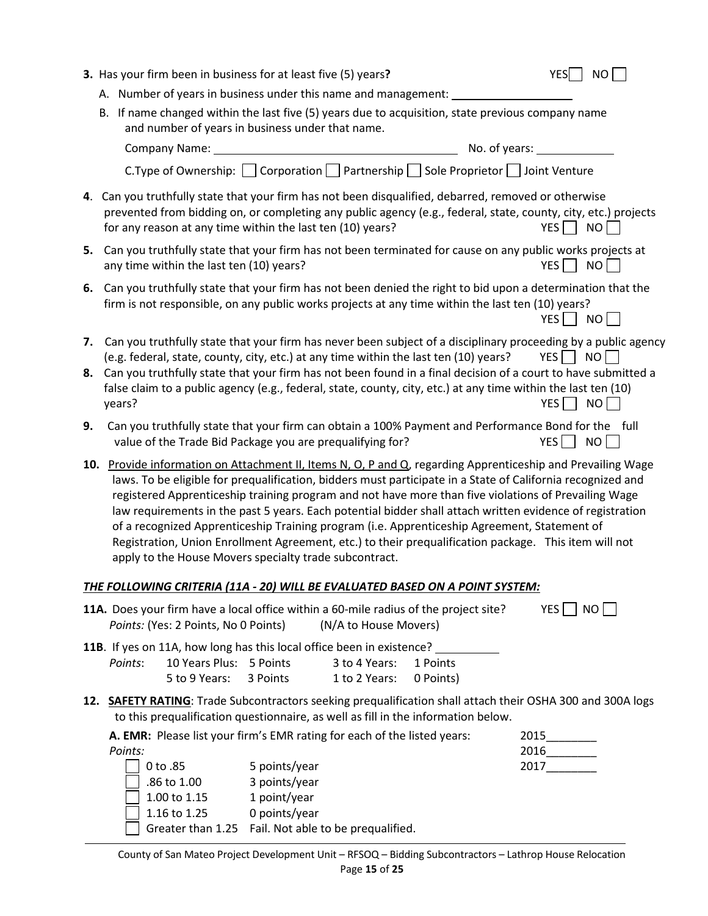**3.** Has your firm been in business for at least five (5) years**?** YES ☐ NO ☐

A. Number of years in business under this name and management: \_\_\_\_\_\_\_\_\_\_\_\_\_\_\_\_\_\_\_\_

B. If name changed within the last five (5) years due to acquisition, state previous company name and number of years in business under that name.

Company Name: \_\_\_\_\_\_\_\_\_\_\_\_\_\_\_\_\_\_\_\_\_\_\_\_\_\_\_\_\_\_\_\_\_\_\_\_\_\_\_\_ No. of years: \_\_\_\_\_\_\_\_\_\_\_\_\_

C.Type of Ownership: ☐ Corporation ☐ Partnership ☐ Sole Proprietor ☐ Joint Venture

**4**. Can you truthfully state that your firm has not been disqualified, debarred, removed or otherwise prevented from bidding on, or completing any public agency (e.g., federal, state, county, city, etc.) projects for any reason at any time within the last ten (10) years? YES ☐ NO ☐

**5.** Can you truthfully state that your firm has not been terminated for cause on any public works projects at any time within the last ten (10) years? YES ☐ NO ☐

**6.** Can you truthfully state that your firm has not been denied the right to bid upon a determination that the firm is not responsible, on any public works projects at any time within the last ten (10) years? YES ☐ NO ☐

**7.** Can you truthfully state that your firm has never been subject of a disciplinary proceeding by a public agency (e.g. federal, state, county, city, etc.) at any time within the last ten (10) years? YES ☐ NO ☐

**8.** Can you truthfully state that your firm has not been found in a final decision of a court to have submitted a false claim to a public agency (e.g., federal, state, county, city, etc.) at any time within the last ten (10) years? YES ☐ NO ☐

**9.** Can you truthfully state that your firm can obtain a 100% Payment and Performance Bond for the full value of the Trade Bid Package you are prequalifying for? YES ☐ NO ☐

**10.** Provide information on Attachment II, Items N, O, P and Q, regarding Apprenticeship and Prevailing Wage laws. To be eligible for prequalification, bidders must participate in a State of California recognized and registered Apprenticeship training program and not have more than five violations of Prevailing Wage law requirements in the past 5 years. Each potential bidder shall attach written evidence of registration of a recognized Apprenticeship Training program (i.e. Apprenticeship Agreement, Statement of Registration, Union Enrollment Agreement, etc.) to their prequalification package. This item will not apply to the House Movers specialty trade subcontract.

***THE FOLLOWING CRITERIA (11A - 20) WILL BE EVALUATED BASED ON A POINT SYSTEM:***

**11A.** Does your firm have a local office within a 60-mile radius of the project site? YES ☐ NO ☐
*Points:* (Yes: 2 Points, No 0 Points) (N/A to House Movers)

**11B**. If yes on 11A, how long has this local office been in existence? \_\_\_\_\_\_\_\_\_\_

*Points*:

| | | | |
|---|---|---|---|
| 10 Years Plus: | 5 Points | 3 to 4 Years: | 1 Points |
| 5 to 9 Years: | 3 Points | 1 to 2 Years: | 0 Points) |

**12. SAFETY RATING**: Trade Subcontractors seeking prequalification shall attach their OSHA 300 and 300A logs to this prequalification questionnaire, as well as fill in the information below.

**A. EMR:** Please list your firm's EMR rating for each of the listed years:

2015\_\_\_\_\_\_\_\_
2016\_\_\_\_\_\_\_\_
2017\_\_\_\_\_\_\_\_

*Points:*

- ☐ 0 to .85 — 5 points/year
- ☐ .86 to 1.00 — 3 points/year
- ☐ 1.00 to 1.15 — 1 point/year
- ☐ 1.16 to 1.25 — 0 points/year
- ☐ Greater than 1.25 — Fail. Not able to be prequalified.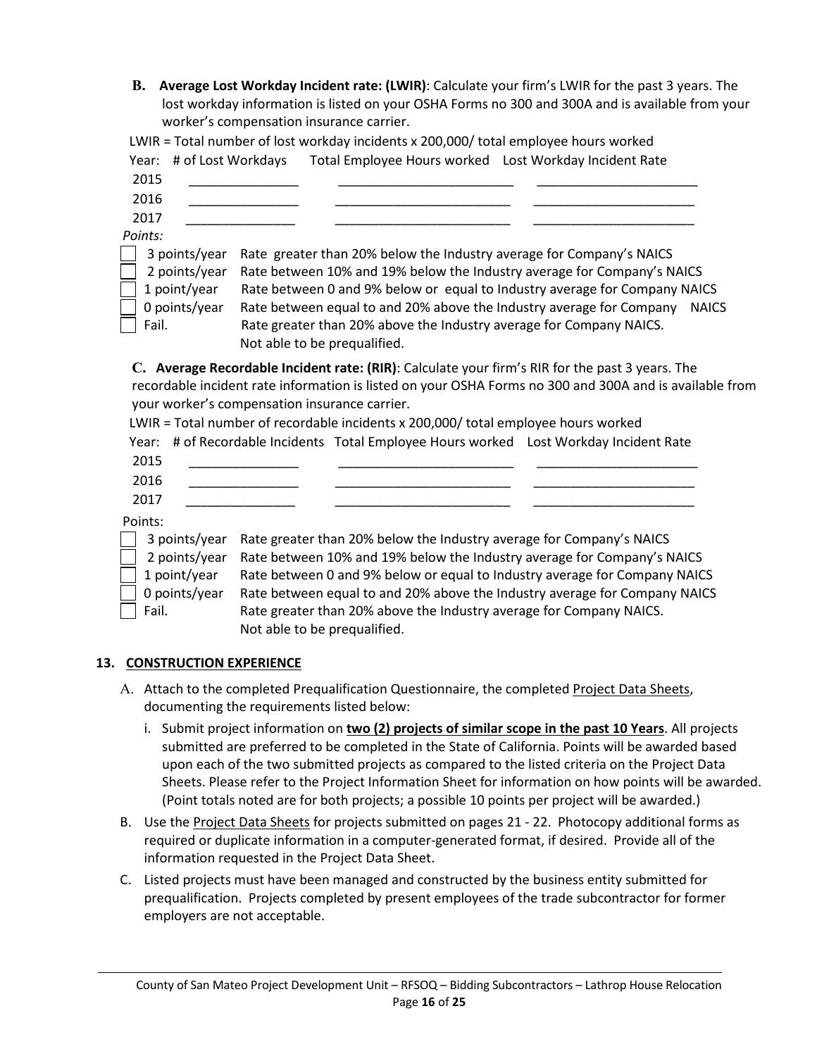**B. Average Lost Workday Incident rate: (LWIR)**: Calculate your firm's LWIR for the past 3 years. The lost workday information is listed on your OSHA Forms no 300 and 300A and is available from your worker's compensation insurance carrier.

LWIR = Total number of lost workday incidents x 200,000/ total employee hours worked

| Year: | # of Lost Workdays | Total Employee Hours worked | Lost Workday Incident Rate |
|---|---|---|---|
| 2015 | _______________ | ________________________ | ______________________ |
| 2016 | _______________ | ________________________ | ______________________ |
| 2017 | _______________ | ________________________ | ______________________ |

*Points:*

- ☐ 3 points/year Rate greater than 20% below the Industry average for Company's NAICS
- ☐ 2 points/year Rate between 10% and 19% below the Industry average for Company's NAICS
- ☐ 1 point/year Rate between 0 and 9% below or equal to Industry average for Company NAICS
- ☐ 0 points/year Rate between equal to and 20% above the Industry average for Company NAICS
- ☐ Fail. Rate greater than 20% above the Industry average for Company NAICS. Not able to be prequalified.

**C. Average Recordable Incident rate: (RIR)**: Calculate your firm's RIR for the past 3 years. The recordable incident rate information is listed on your OSHA Forms no 300 and 300A and is available from your worker's compensation insurance carrier.

LWIR = Total number of recordable incidents x 200,000/ total employee hours worked

| Year: | # of Recordable Incidents | Total Employee Hours worked | Lost Workday Incident Rate |
|---|---|---|---|
| 2015 | _______________ | ________________________ | ______________________ |
| 2016 | _______________ | ________________________ | ______________________ |
| 2017 | _______________ | ________________________ | ______________________ |

Points:

- ☐ 3 points/year Rate greater than 20% below the Industry average for Company's NAICS
- ☐ 2 points/year Rate between 10% and 19% below the Industry average for Company's NAICS
- ☐ 1 point/year Rate between 0 and 9% below or equal to Industry average for Company NAICS
- ☐ 0 points/year Rate between equal to and 20% above the Industry average for Company NAICS
- ☐ Fail. Rate greater than 20% above the Industry average for Company NAICS. Not able to be prequalified.

## 13. CONSTRUCTION EXPERIENCE

A. Attach to the completed Prequalification Questionnaire, the completed Project Data Sheets, documenting the requirements listed below:

   i. Submit project information on **two (2) projects of similar scope in the past 10 Years**. All projects submitted are preferred to be completed in the State of California. Points will be awarded based upon each of the two submitted projects as compared to the listed criteria on the Project Data Sheets. Please refer to the Project Information Sheet for information on how points will be awarded. (Point totals noted are for both projects; a possible 10 points per project will be awarded.)

B. Use the Project Data Sheets for projects submitted on pages 21 - 22. Photocopy additional forms as required or duplicate information in a computer-generated format, if desired. Provide all of the information requested in the Project Data Sheet.

C. Listed projects must have been managed and constructed by the business entity submitted for prequalification. Projects completed by present employees of the trade subcontractor for former employers are not acceptable.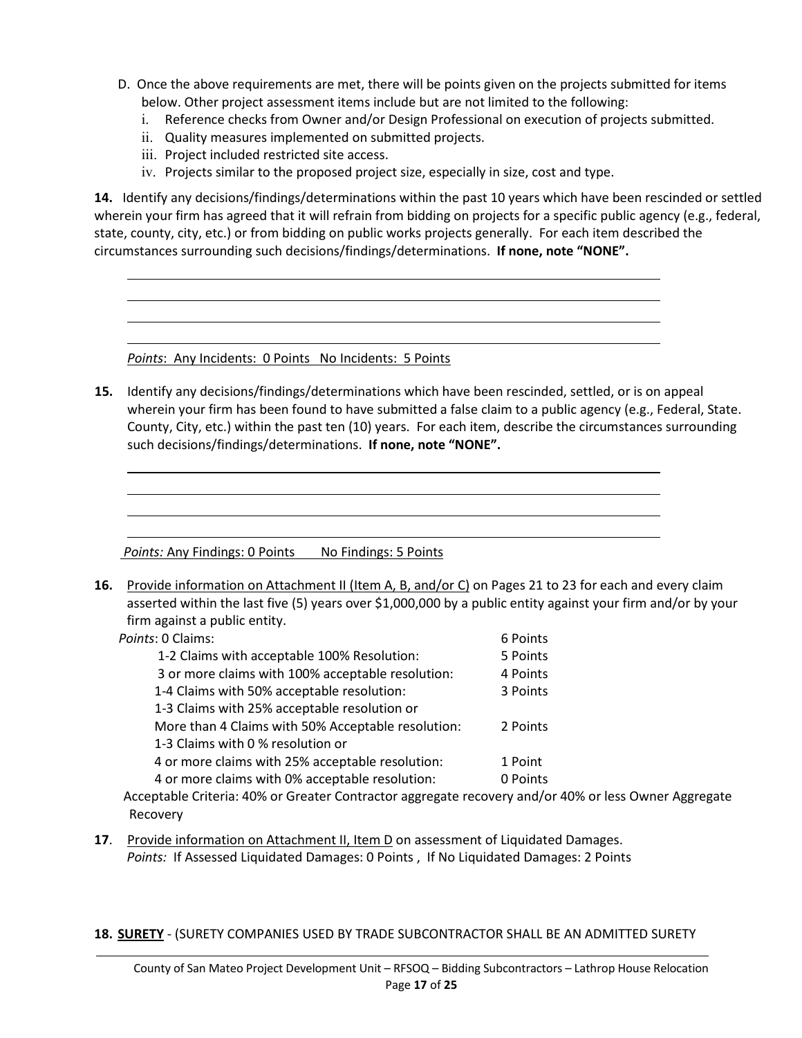D. Once the above requirements are met, there will be points given on the projects submitted for items below. Other project assessment items include but are not limited to the following:
   i. Reference checks from Owner and/or Design Professional on execution of projects submitted.
   ii. Quality measures implemented on submitted projects.
   iii. Project included restricted site access.
   iv. Projects similar to the proposed project size, especially in size, cost and type.

**14.** Identify any decisions/findings/determinations within the past 10 years which have been rescinded or settled wherein your firm has agreed that it will refrain from bidding on projects for a specific public agency (e.g., federal, state, county, city, etc.) or from bidding on public works projects generally. For each item described the circumstances surrounding such decisions/findings/determinations. **If none, note "NONE".**

______________________________________________________________________

______________________________________________________________________

______________________________________________________________________

______________________________________________________________________

*Points*: Any Incidents: 0 Points No Incidents: 5 Points

**15.** Identify any decisions/findings/determinations which have been rescinded, settled, or is on appeal wherein your firm has been found to have submitted a false claim to a public agency (e.g., Federal, State. County, City, etc.) within the past ten (10) years. For each item, describe the circumstances surrounding such decisions/findings/determinations. **If none, note "NONE".**

______________________________________________________________________

______________________________________________________________________

______________________________________________________________________

______________________________________________________________________

*Points:* Any Findings: 0 Points No Findings: 5 Points

**16.** Provide information on Attachment II (Item A, B, and/or C) on Pages 21 to 23 for each and every claim asserted within the last five (5) years over $1,000,000 by a public entity against your firm and/or by your firm against a public entity.

*Points*:

| | |
|---|---|
| 0 Claims: | 6 Points |
| 1-2 Claims with acceptable 100% Resolution: | 5 Points |
| 3 or more claims with 100% acceptable resolution: | 4 Points |
| 1-4 Claims with 50% acceptable resolution: | 3 Points |
| 1-3 Claims with 25% acceptable resolution or More than 4 Claims with 50% Acceptable resolution: | 2 Points |
| 1-3 Claims with 0 % resolution or 4 or more claims with 25% acceptable resolution: | 1 Point |
| 4 or more claims with 0% acceptable resolution: | 0 Points |

Acceptable Criteria: 40% or Greater Contractor aggregate recovery and/or 40% or less Owner Aggregate Recovery

**17**. Provide information on Attachment II, Item D on assessment of Liquidated Damages.
*Points:* If Assessed Liquidated Damages: 0 Points , If No Liquidated Damages: 2 Points

**18. SURETY** - (SURETY COMPANIES USED BY TRADE SUBCONTRACTOR SHALL BE AN ADMITTED SURETY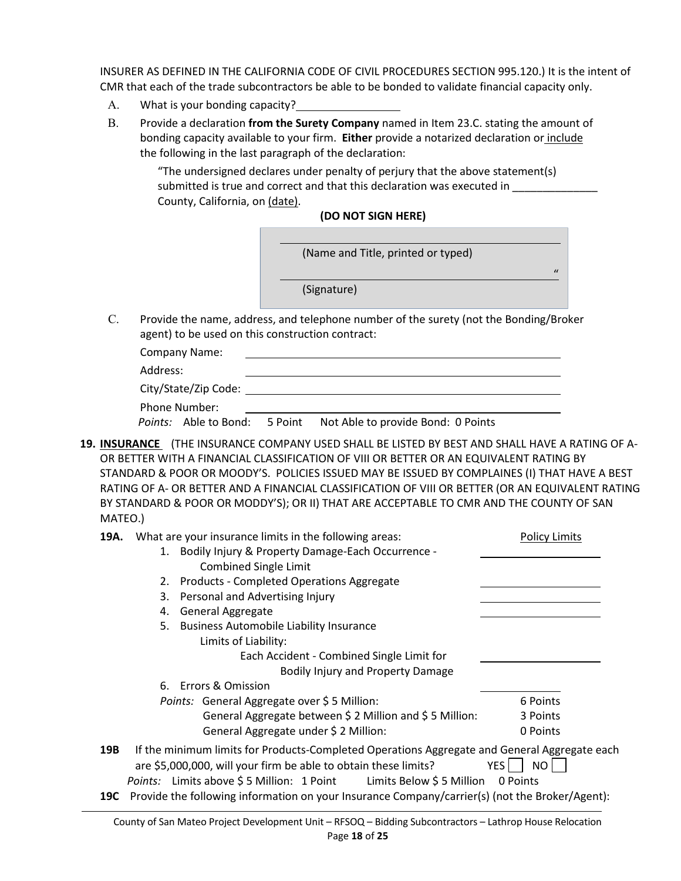INSURER AS DEFINED IN THE CALIFORNIA CODE OF CIVIL PROCEDURES SECTION 995.120.) It is the intent of CMR that each of the trade subcontractors be able to be bonded to validate financial capacity only.

A. What is your bonding capacity?\_\_\_\_\_\_\_\_\_\_\_\_\_\_\_\_

B. Provide a declaration **from the Surety Company** named in Item 23.C. stating the amount of bonding capacity available to your firm. **Either** provide a notarized declaration or include the following in the last paragraph of the declaration:

> "The undersigned declares under penalty of perjury that the above statement(s) submitted is true and correct and that this declaration was executed in \_\_\_\_\_\_\_\_\_\_\_\_\_\_ County, California, on (date).

**(DO NOT SIGN HERE)**

\_\_\_\_\_\_\_\_\_\_\_\_\_\_\_\_\_\_\_\_\_\_\_\_\_\_\_\_\_\_\_\_\_\_\_\_\_\_\_\_
(Name and Title, printed or typed)

\_\_\_\_\_\_\_\_\_\_\_\_\_\_\_\_\_\_\_\_\_\_\_\_\_\_\_\_\_\_\_\_\_\_\_\_\_\_\_\_"
(Signature)

C. Provide the name, address, and telephone number of the surety (not the Bonding/Broker agent) to be used on this construction contract:

Company Name: \_\_\_\_\_\_\_\_\_\_\_\_\_\_\_\_\_\_\_\_\_\_\_\_\_\_\_\_\_\_\_\_\_\_\_\_\_\_\_\_

Address: \_\_\_\_\_\_\_\_\_\_\_\_\_\_\_\_\_\_\_\_\_\_\_\_\_\_\_\_\_\_\_\_\_\_\_\_\_\_\_\_

City/State/Zip Code: \_\_\_\_\_\_\_\_\_\_\_\_\_\_\_\_\_\_\_\_\_\_\_\_\_\_\_\_\_\_\_\_\_\_\_\_\_\_\_\_

Phone Number: \_\_\_\_\_\_\_\_\_\_\_\_\_\_\_\_\_\_\_\_\_\_\_\_\_\_\_\_\_\_\_\_\_\_\_\_\_\_\_\_

*Points:* Able to Bond: 5 Point Not Able to provide Bond: 0 Points

**19. INSURANCE** (THE INSURANCE COMPANY USED SHALL BE LISTED BY BEST AND SHALL HAVE A RATING OF A- OR BETTER WITH A FINANCIAL CLASSIFICATION OF VIII OR BETTER OR AN EQUIVALENT RATING BY STANDARD & POOR OR MOODY'S. POLICIES ISSUED MAY BE ISSUED BY COMPLAINES (I) THAT HAVE A BEST RATING OF A- OR BETTER AND A FINANCIAL CLASSIFICATION OF VIII OR BETTER (OR AN EQUIVALENT RATING BY STANDARD & POOR OR MODDY'S); OR II) THAT ARE ACCEPTABLE TO CMR AND THE COUNTY OF SAN MATEO.)

**19A.** What are your insurance limits in the following areas:

| | Policy Limits |
|---|---|
| 1. Bodily Injury & Property Damage-Each Occurrence - Combined Single Limit | |
| 2. Products - Completed Operations Aggregate | |
| 3. Personal and Advertising Injury | |
| 4. General Aggregate | |
| 5. Business Automobile Liability Insurance Limits of Liability: Each Accident - Combined Single Limit for Bodily Injury and Property Damage | |
| 6. Errors & Omission | |

*Points:* General Aggregate over \$ 5 Million: 6 Points
General Aggregate between \$ 2 Million and \$ 5 Million: 3 Points
General Aggregate under \$ 2 Million: 0 Points

**19B** If the minimum limits for Products-Completed Operations Aggregate and General Aggregate each are \$5,000,000, will your firm be able to obtain these limits? YES ☐ NO ☐

*Points:* Limits above \$ 5 Million: 1 Point Limits Below \$ 5 Million 0 Points

**19C** Provide the following information on your Insurance Company/carrier(s) (not the Broker/Agent):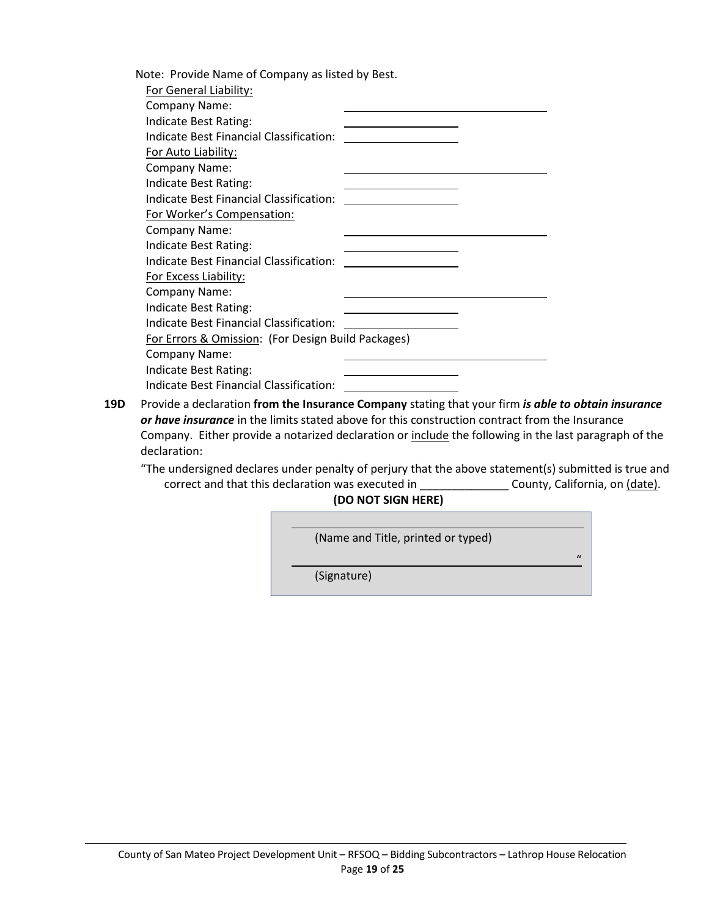Note: Provide Name of Company as listed by Best.

For General Liability:

Company Name: ______________________________

Indicate Best Rating: ________________

Indicate Best Financial Classification: ________________

For Auto Liability:

Company Name: ______________________________

Indicate Best Rating: ________________

Indicate Best Financial Classification: ________________

For Worker's Compensation:

Company Name: ______________________________

Indicate Best Rating: ________________

Indicate Best Financial Classification: ________________

For Excess Liability:

Company Name: ______________________________

Indicate Best Rating: ________________

Indicate Best Financial Classification: ________________

For Errors & Omission: (For Design Build Packages)

Company Name: ______________________________

Indicate Best Rating: ________________

Indicate Best Financial Classification: ________________

**19D** Provide a declaration **from the Insurance Company** stating that your firm ***is able to obtain insurance or have insurance*** in the limits stated above for this construction contract from the Insurance Company. Either provide a notarized declaration or include the following in the last paragraph of the declaration:

"The undersigned declares under penalty of perjury that the above statement(s) submitted is true and correct and that this declaration was executed in ______________ County, California, on (date).

**(DO NOT SIGN HERE)**

______________________________

(Name and Title, printed or typed)

______________________________"

(Signature)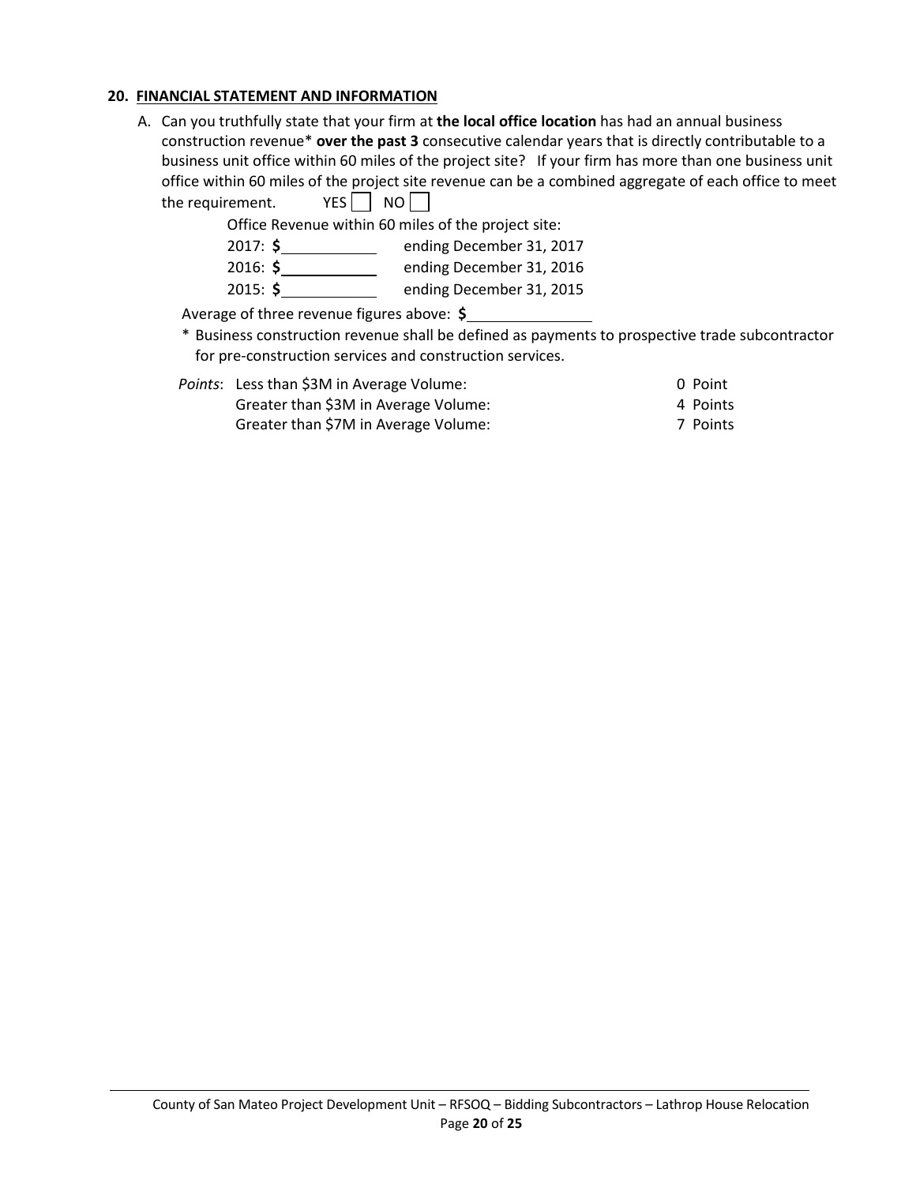## 20. FINANCIAL STATEMENT AND INFORMATION

A. Can you truthfully state that your firm at **the local office location** has had an annual business construction revenue* **over the past 3** consecutive calendar years that is directly contributable to a business unit office within 60 miles of the project site? If your firm has more than one business unit office within 60 miles of the project site revenue can be a combined aggregate of each office to meet the requirement. YES ☐ NO ☐

Office Revenue within 60 miles of the project site:

2017: **$**\_\_\_\_\_\_\_\_\_\_ ending December 31, 2017

2016: **$**\_\_\_\_\_\_\_\_\_\_ ending December 31, 2016

2015: **$**\_\_\_\_\_\_\_\_\_\_ ending December 31, 2015

Average of three revenue figures above: **$**\_\_\_\_\_\_\_\_\_\_\_\_

\* Business construction revenue shall be defined as payments to prospective trade subcontractor for pre-construction services and construction services.

| *Points*: | | |
|---|---|---|
| | Less than $3M in Average Volume: | 0 Point |
| | Greater than $3M in Average Volume: | 4 Points |
| | Greater than $7M in Average Volume: | 7 Points |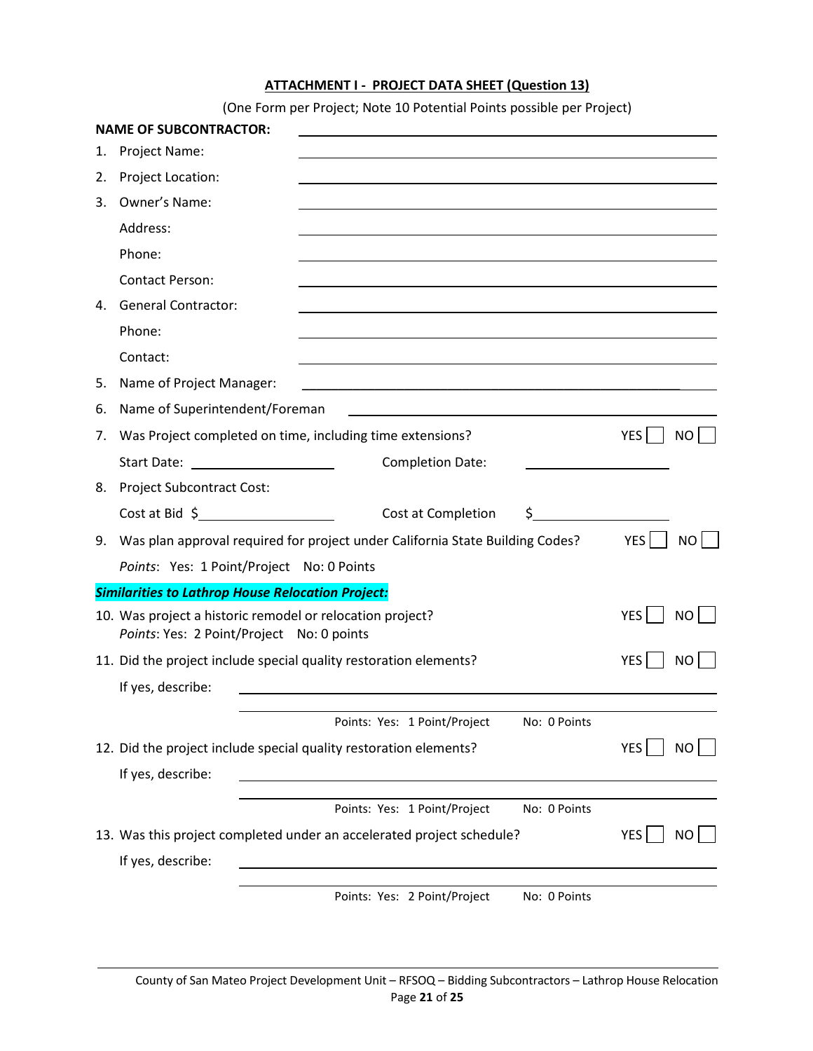**ATTACHMENT I - PROJECT DATA SHEET (Question 13)**

(One Form per Project; Note 10 Potential Points possible per Project)

**NAME OF SUBCONTRACTOR:** ____________________

1. Project Name: ____________________
2. Project Location: ____________________
3. Owner's Name: ____________________
   Address: ____________________
   Phone: ____________________
   Contact Person: ____________________
4. General Contractor: ____________________
   Phone: ____________________
   Contact: ____________________
5. Name of Project Manager: ____________________
6. Name of Superintendent/Foreman ____________________
7. Was Project completed on time, including time extensions? YES ☐ NO ☐
   Start Date: ____________________ Completion Date: ____________________
8. Project Subcontract Cost:
   Cost at Bid $____________________ Cost at Completion $____________________
9. Was plan approval required for project under California State Building Codes? YES ☐ NO ☐
   *Points*: Yes: 1 Point/Project No: 0 Points

***Similarities to Lathrop House Relocation Project:***

10. Was project a historic remodel or relocation project? YES ☐ NO ☐
    *Points*: Yes: 2 Point/Project No: 0 points
11. Did the project include special quality restoration elements? YES ☐ NO ☐
    If yes, describe: ____________________
    Points: Yes: 1 Point/Project No: 0 Points
12. Did the project include special quality restoration elements? YES ☐ NO ☐
    If yes, describe: ____________________
    Points: Yes: 1 Point/Project No: 0 Points
13. Was this project completed under an accelerated project schedule? YES ☐ NO ☐
    If yes, describe: ____________________
    Points: Yes: 2 Point/Project No: 0 Points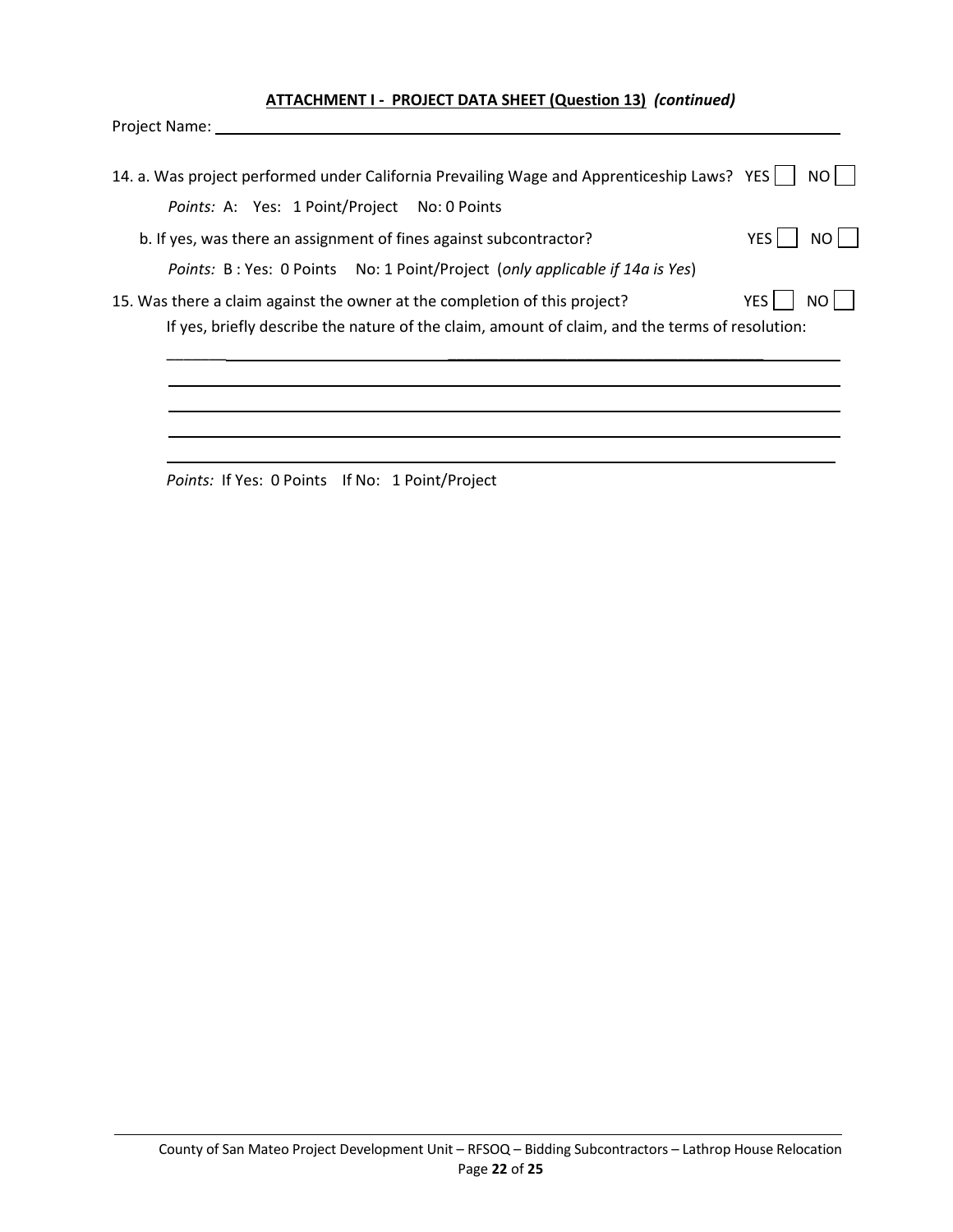**ATTACHMENT I - PROJECT DATA SHEET (Question 13)** ***(continued)***

Project Name: ____________________________________________

14. a. Was project performed under California Prevailing Wage and Apprenticeship Laws? YES ☐ NO ☐

*Points:* A: Yes: 1 Point/Project No: 0 Points

b. If yes, was there an assignment of fines against subcontractor? YES ☐ NO ☐

*Points:* B : Yes: 0 Points No: 1 Point/Project (*only applicable if 14a is Yes*)

15. Was there a claim against the owner at the completion of this project? YES ☐ NO ☐

If yes, briefly describe the nature of the claim, amount of claim, and the terms of resolution:

____________________________________________

____________________________________________

____________________________________________

____________________________________________

____________________________________________

*Points:* If Yes: 0 Points If No: 1 Point/Project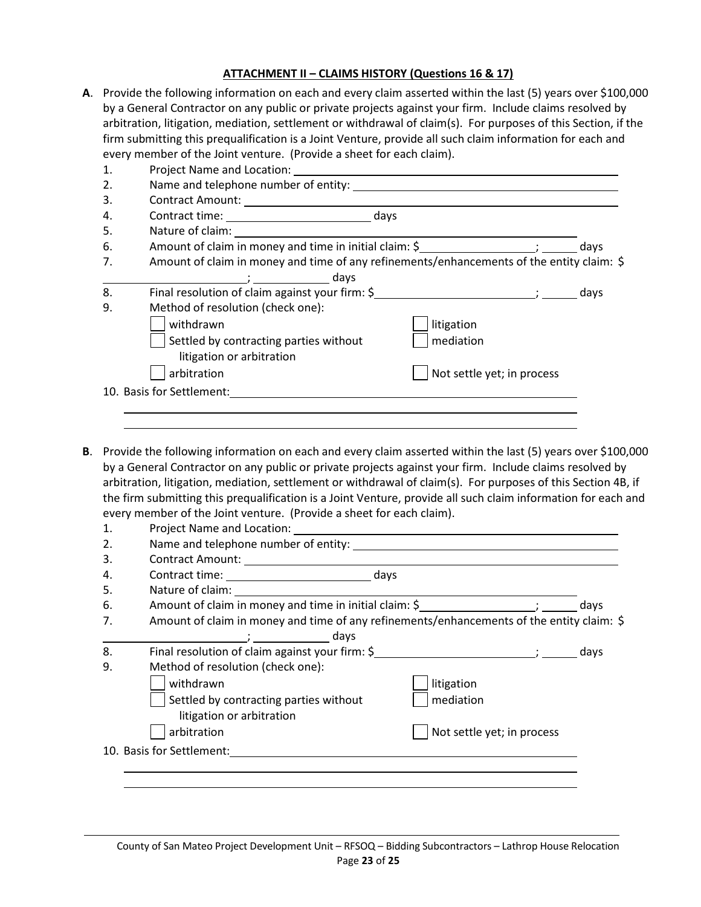## ATTACHMENT II – CLAIMS HISTORY (Questions 16 & 17)

**A**. Provide the following information on each and every claim asserted within the last (5) years over $100,000 by a General Contractor on any public or private projects against your firm. Include claims resolved by arbitration, litigation, mediation, settlement or withdrawal of claim(s). For purposes of this Section, if the firm submitting this prequalification is a Joint Venture, provide all such claim information for each and every member of the Joint venture. (Provide a sheet for each claim).

1. Project Name and Location: ____________________
2. Name and telephone number of entity: ____________________
3. Contract Amount: ____________________
4. Contract time: ____________ days
5. Nature of claim: ____________________
6. Amount of claim in money and time in initial claim: $__________; ______ days
7. Amount of claim in money and time of any refinements/enhancements of the entity claim: $ __________; ______ days
8. Final resolution of claim against your firm: $__________; ______ days
9. Method of resolution (check one):

- [ ] withdrawn
- [ ] Settled by contracting parties without litigation or arbitration
- [ ] arbitration
- [ ] litigation
- [ ] mediation
- [ ] Not settle yet; in process

10. Basis for Settlement: ____________________

____________________

____________________

**B**. Provide the following information on each and every claim asserted within the last (5) years over $100,000 by a General Contractor on any public or private projects against your firm. Include claims resolved by arbitration, litigation, mediation, settlement or withdrawal of claim(s). For purposes of this Section 4B, if the firm submitting this prequalification is a Joint Venture, provide all such claim information for each and every member of the Joint venture. (Provide a sheet for each claim).

1. Project Name and Location: ____________________
2. Name and telephone number of entity: ____________________
3. Contract Amount: ____________________
4. Contract time: ____________ days
5. Nature of claim: ____________________
6. Amount of claim in money and time in initial claim: $__________; ______ days
7. Amount of claim in money and time of any refinements/enhancements of the entity claim: $ __________; ______ days
8. Final resolution of claim against your firm: $__________; ______ days
9. Method of resolution (check one):

- [ ] withdrawn
- [ ] Settled by contracting parties without litigation or arbitration
- [ ] arbitration
- [ ] litigation
- [ ] mediation
- [ ] Not settle yet; in process

10. Basis for Settlement: ____________________

____________________

____________________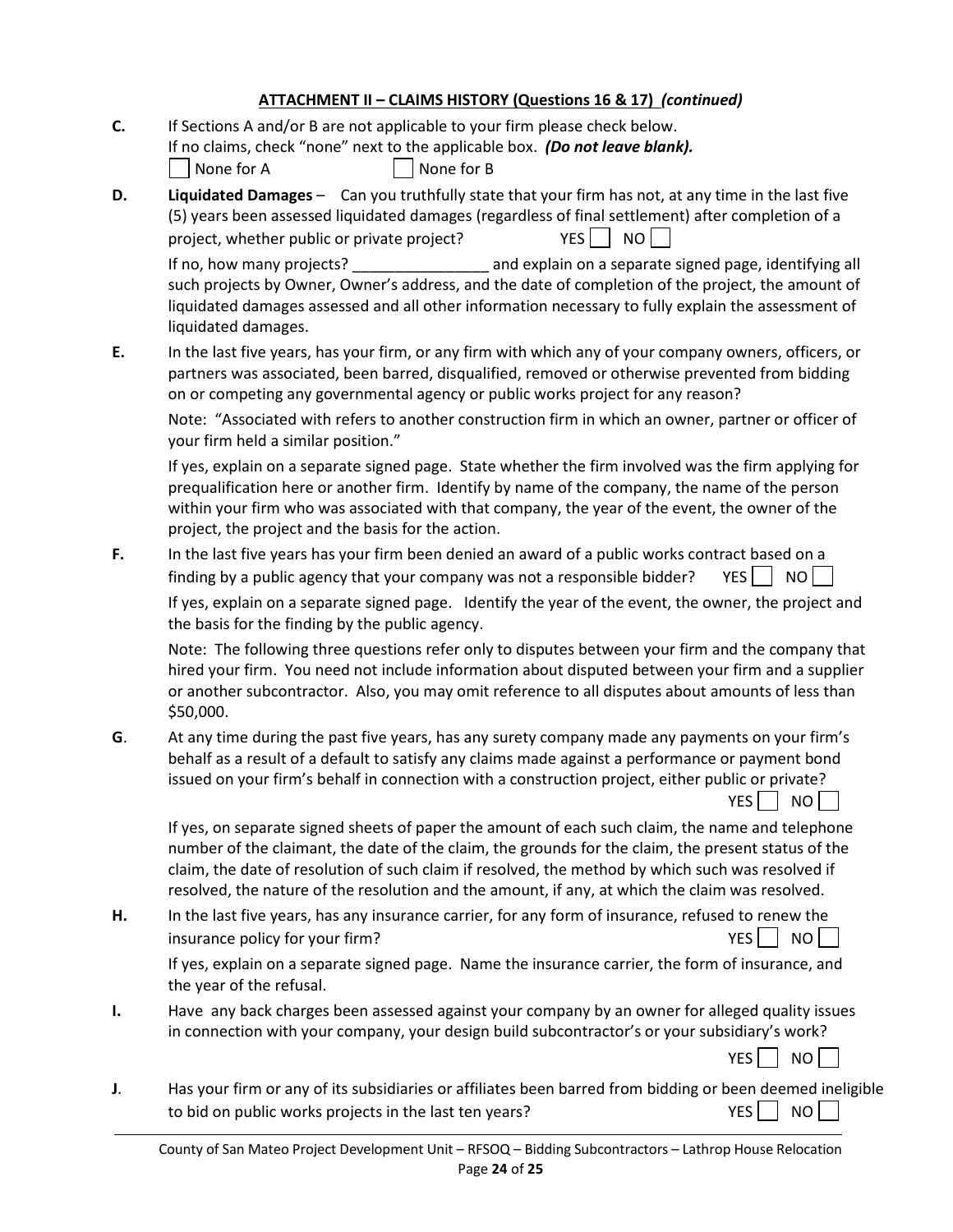## ATTACHMENT II – CLAIMS HISTORY (Questions 16 & 17) *(continued)*

**C.** If Sections A and/or B are not applicable to your firm please check below.
If no claims, check "none" next to the applicable box. ***(Do not leave blank).***

☐ None for A ☐ None for B

**D.** **Liquidated Damages** – Can you truthfully state that your firm has not, at any time in the last five (5) years been assessed liquidated damages (regardless of final settlement) after completion of a project, whether public or private project? YES ☐ NO ☐

If no, how many projects? ________________ and explain on a separate signed page, identifying all such projects by Owner, Owner's address, and the date of completion of the project, the amount of liquidated damages assessed and all other information necessary to fully explain the assessment of liquidated damages.

**E.** In the last five years, has your firm, or any firm with which any of your company owners, officers, or partners was associated, been barred, disqualified, removed or otherwise prevented from bidding on or competing any governmental agency or public works project for any reason?

Note: "Associated with refers to another construction firm in which an owner, partner or officer of your firm held a similar position."

If yes, explain on a separate signed page. State whether the firm involved was the firm applying for prequalification here or another firm. Identify by name of the company, the name of the person within your firm who was associated with that company, the year of the event, the owner of the project, the project and the basis for the action.

**F.** In the last five years has your firm been denied an award of a public works contract based on a finding by a public agency that your company was not a responsible bidder? YES ☐ NO ☐

If yes, explain on a separate signed page. Identify the year of the event, the owner, the project and the basis for the finding by the public agency.

Note: The following three questions refer only to disputes between your firm and the company that hired your firm. You need not include information about disputed between your firm and a supplier or another subcontractor. Also, you may omit reference to all disputes about amounts of less than $50,000.

**G**. At any time during the past five years, has any surety company made any payments on your firm's behalf as a result of a default to satisfy any claims made against a performance or payment bond issued on your firm's behalf in connection with a construction project, either public or private?

YES ☐ NO ☐

If yes, on separate signed sheets of paper the amount of each such claim, the name and telephone number of the claimant, the date of the claim, the grounds for the claim, the present status of the claim, the date of resolution of such claim if resolved, the method by which such was resolved if resolved, the nature of the resolution and the amount, if any, at which the claim was resolved.

**H.** In the last five years, has any insurance carrier, for any form of insurance, refused to renew the insurance policy for your firm? YES ☐ NO ☐

If yes, explain on a separate signed page. Name the insurance carrier, the form of insurance, and the year of the refusal.

**I.** Have any back charges been assessed against your company by an owner for alleged quality issues in connection with your company, your design build subcontractor's or your subsidiary's work?

YES ☐ NO ☐

**J**. Has your firm or any of its subsidiaries or affiliates been barred from bidding or been deemed ineligible to bid on public works projects in the last ten years? YES ☐ NO ☐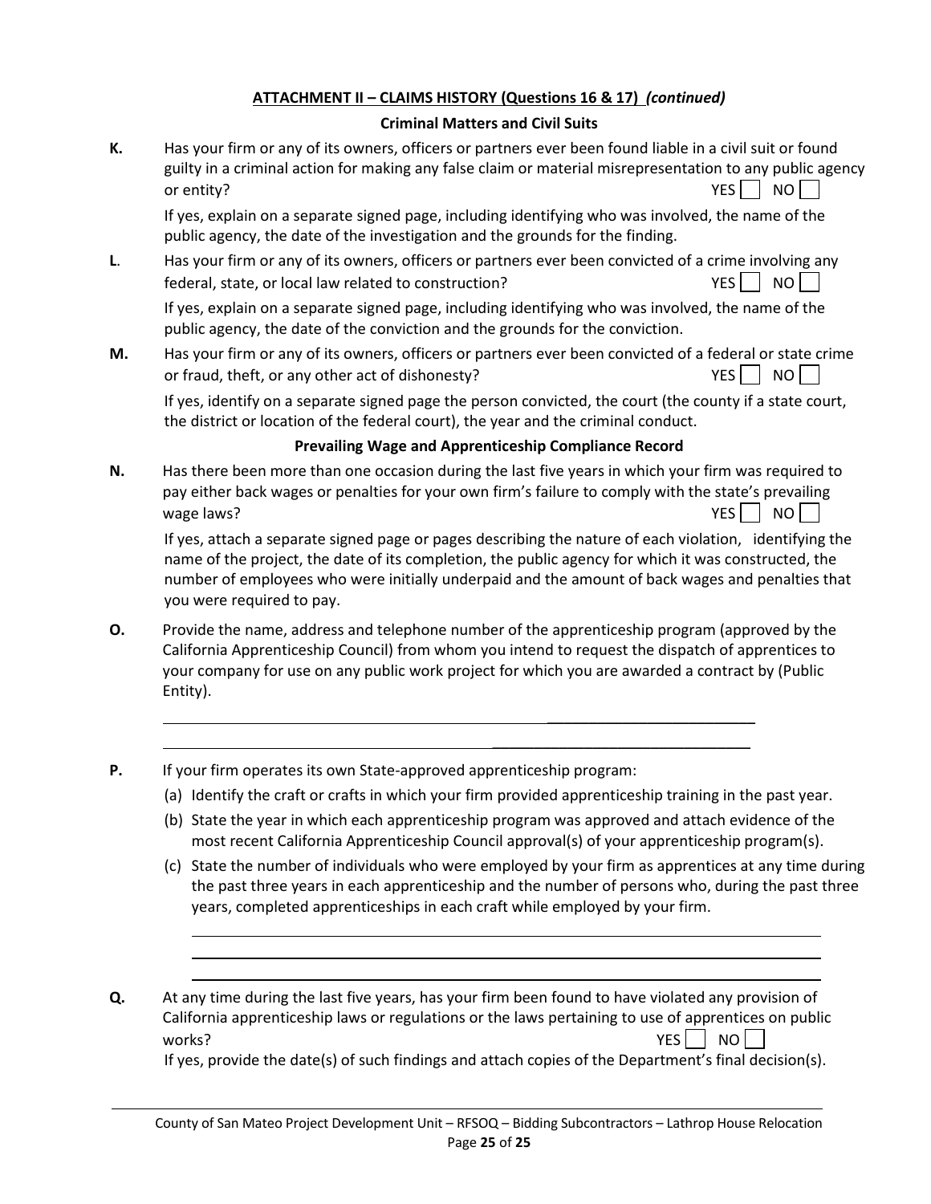**ATTACHMENT II – CLAIMS HISTORY (Questions 16 & 17)** ***(continued)***

**Criminal Matters and Civil Suits**

**K.** Has your firm or any of its owners, officers or partners ever been found liable in a civil suit or found guilty in a criminal action for making any false claim or material misrepresentation to any public agency or entity? YES ☐ NO ☐

If yes, explain on a separate signed page, including identifying who was involved, the name of the public agency, the date of the investigation and the grounds for the finding.

**L.** Has your firm or any of its owners, officers or partners ever been convicted of a crime involving any federal, state, or local law related to construction? YES ☐ NO ☐

If yes, explain on a separate signed page, including identifying who was involved, the name of the public agency, the date of the conviction and the grounds for the conviction.

**M.** Has your firm or any of its owners, officers or partners ever been convicted of a federal or state crime or fraud, theft, or any other act of dishonesty? YES ☐ NO ☐

If yes, identify on a separate signed page the person convicted, the court (the county if a state court, the district or location of the federal court), the year and the criminal conduct.

**Prevailing Wage and Apprenticeship Compliance Record**

**N.** Has there been more than one occasion during the last five years in which your firm was required to pay either back wages or penalties for your own firm's failure to comply with the state's prevailing wage laws? YES ☐ NO ☐

If yes, attach a separate signed page or pages describing the nature of each violation, identifying the name of the project, the date of its completion, the public agency for which it was constructed, the number of employees who were initially underpaid and the amount of back wages and penalties that you were required to pay.

**O.** Provide the name, address and telephone number of the apprenticeship program (approved by the California Apprenticeship Council) from whom you intend to request the dispatch of apprentices to your company for use on any public work project for which you are awarded a contract by (Public Entity).

______________________________________________

______________________________________________

**P.** If your firm operates its own State-approved apprenticeship program:

(a) Identify the craft or crafts in which your firm provided apprenticeship training in the past year.

(b) State the year in which each apprenticeship program was approved and attach evidence of the most recent California Apprenticeship Council approval(s) of your apprenticeship program(s).

(c) State the number of individuals who were employed by your firm as apprentices at any time during the past three years in each apprenticeship and the number of persons who, during the past three years, completed apprenticeships in each craft while employed by your firm.

______________________________________________

______________________________________________

______________________________________________

**Q.** At any time during the last five years, has your firm been found to have violated any provision of California apprenticeship laws or regulations or the laws pertaining to use of apprentices on public works? YES ☐ NO ☐

If yes, provide the date(s) of such findings and attach copies of the Department's final decision(s).